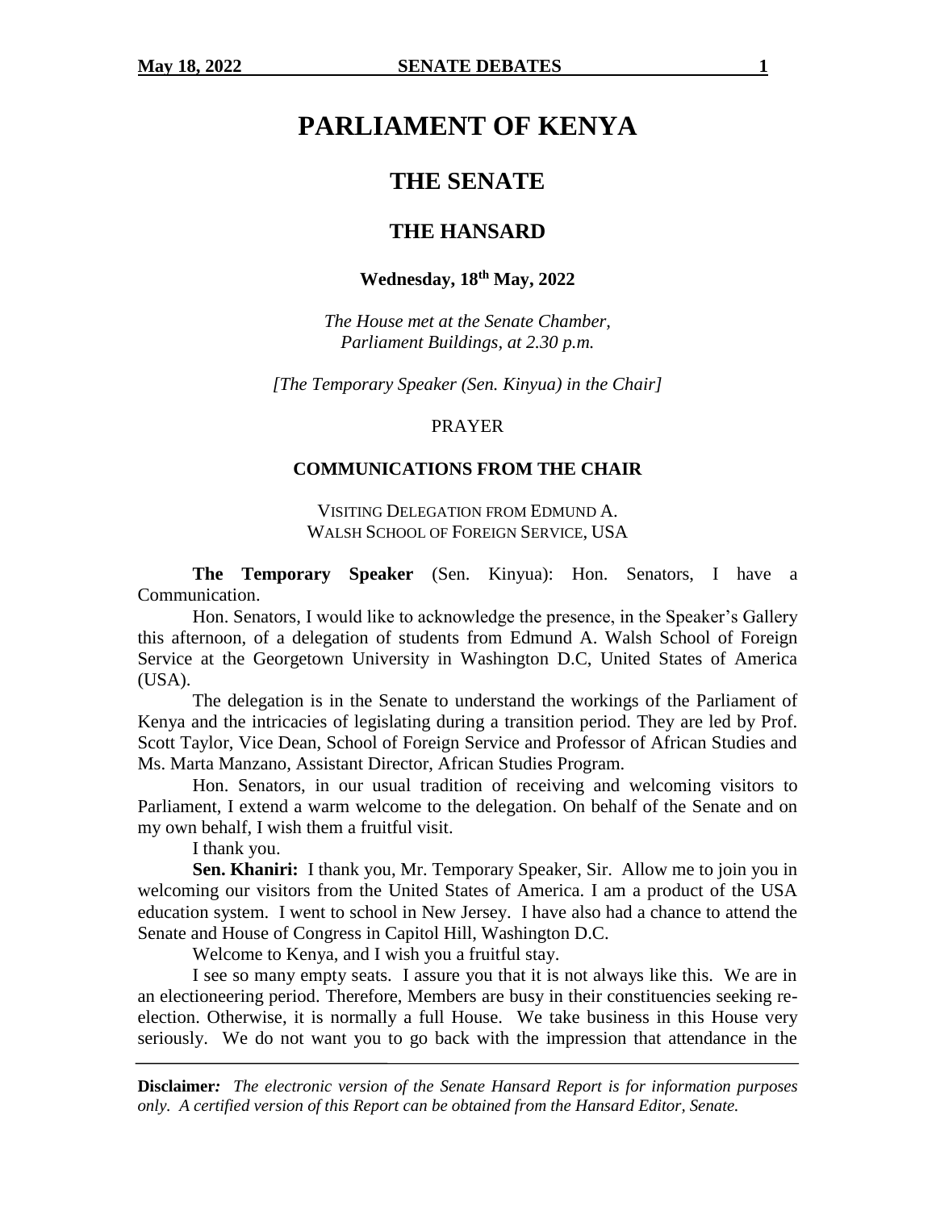# PARLIAMENT OF KENYA

## THE SENATE

## THE HANSARD

**Wednesday, 18th May, 2022**

*The House met at the Senate Chamber, Parliament Buildings, at 2.30 p.m.*

*[The Temporary Speaker (Sen. Kinyua) in the Chair]*

PRAYER

### COMMUNICATIONS FROM THE CHAIR

VISITING DELEGATION FROM EDMUND A. WALSH SCHOOL OF FOREIGN SERVICE, USA

**The Temporary Speaker** (Sen. Kinyua): Hon. Senators, I have a Communication.

Hon. Senators, I would like to acknowledge the presence, in the Speaker's Gallery this afternoon, of a delegation of students from Edmund A. Walsh School of Foreign Service at the Georgetown University in Washington D.C, United States of America (USA).

The delegation is in the Senate to understand the workings of the Parliament of Kenya and the intricacies of legislating during a transition period. They are led by Prof. Scott Taylor, Vice Dean, School of Foreign Service and Professor of African Studies and Ms. Marta Manzano, Assistant Director, African Studies Program.

Hon. Senators, in our usual tradition of receiving and welcoming visitors to Parliament, I extend a warm welcome to the delegation. On behalf of the Senate and on my own behalf, I wish them a fruitful visit.

I thank you.

**Sen. Khaniri:** I thank you, Mr. Temporary Speaker, Sir. Allow me to join you in welcoming our visitors from the United States of America. I am a product of the USA education system. I went to school in New Jersey. I have also had a chance to attend the Senate and House of Congress in Capitol Hill, Washington D.C.

Welcome to Kenya, and I wish you a fruitful stay.

I see so many empty seats. I assure you that it is not always like this. We are in an electioneering period. Therefore, Members are busy in their constituencies seeking re-election. Otherwise, it is normally a full House. We take business in this House very seriously. We do not want you to go back with the impression that attendance in the

**Disclaimer***:* *The electronic version of the Senate Hansard Report is for information purposes only. A certified version of this Report can be obtained from the Hansard Editor, Senate.*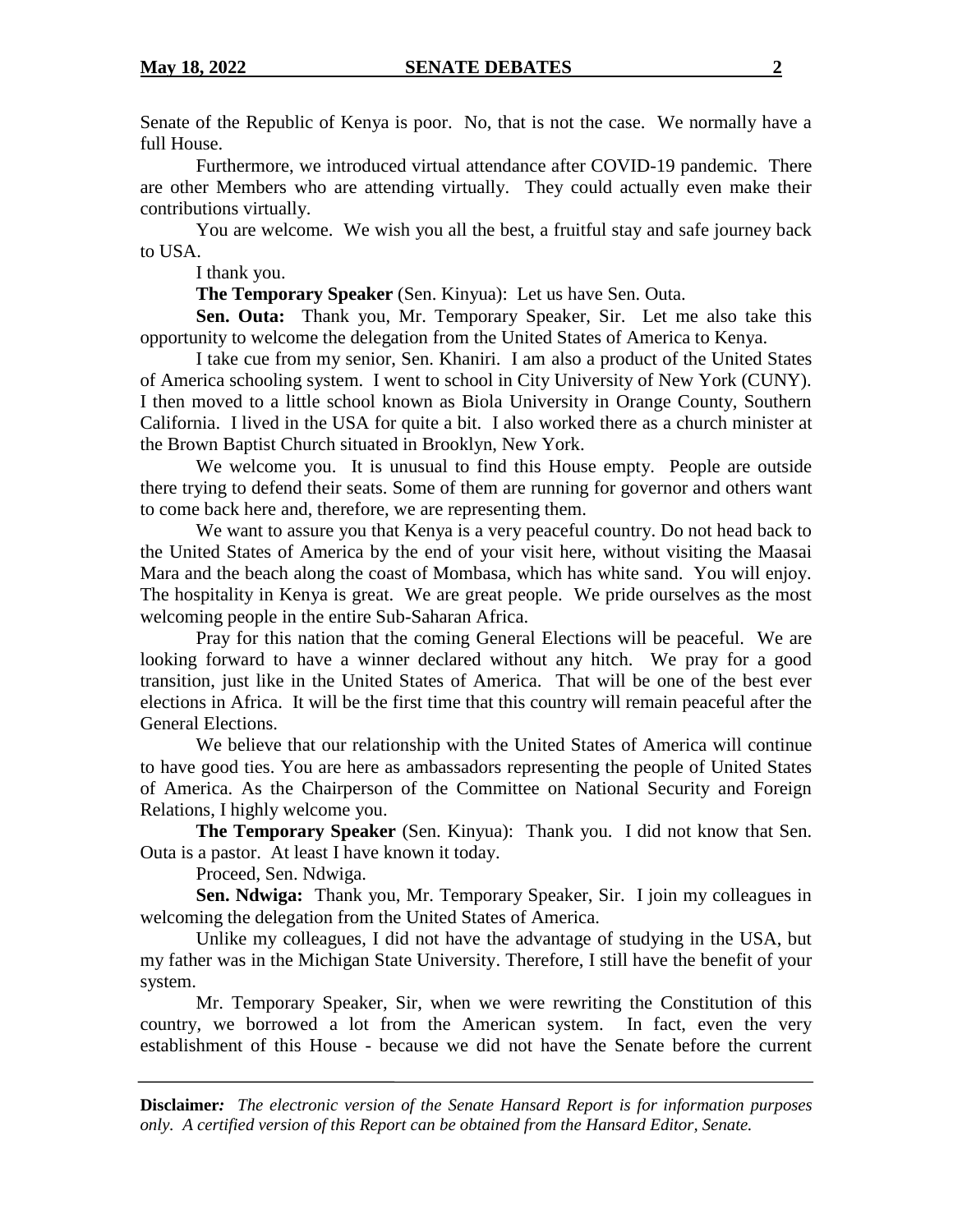Senate of the Republic of Kenya is poor. No, that is not the case. We normally have a full House.

Furthermore, we introduced virtual attendance after COVID-19 pandemic. There are other Members who are attending virtually. They could actually even make their contributions virtually.

You are welcome. We wish you all the best, a fruitful stay and safe journey back to USA.

I thank you.

**The Temporary Speaker** (Sen. Kinyua): Let us have Sen. Outa.

**Sen. Outa:** Thank you, Mr. Temporary Speaker, Sir. Let me also take this opportunity to welcome the delegation from the United States of America to Kenya.

I take cue from my senior, Sen. Khaniri. I am also a product of the United States of America schooling system. I went to school in City University of New York (CUNY). I then moved to a little school known as Biola University in Orange County, Southern California. I lived in the USA for quite a bit. I also worked there as a church minister at the Brown Baptist Church situated in Brooklyn, New York.

We welcome you. It is unusual to find this House empty. People are outside there trying to defend their seats. Some of them are running for governor and others want to come back here and, therefore, we are representing them.

We want to assure you that Kenya is a very peaceful country. Do not head back to the United States of America by the end of your visit here, without visiting the Maasai Mara and the beach along the coast of Mombasa, which has white sand. You will enjoy. The hospitality in Kenya is great. We are great people. We pride ourselves as the most welcoming people in the entire Sub-Saharan Africa.

Pray for this nation that the coming General Elections will be peaceful. We are looking forward to have a winner declared without any hitch. We pray for a good transition, just like in the United States of America. That will be one of the best ever elections in Africa. It will be the first time that this country will remain peaceful after the General Elections.

We believe that our relationship with the United States of America will continue to have good ties. You are here as ambassadors representing the people of United States of America. As the Chairperson of the Committee on National Security and Foreign Relations, I highly welcome you.

**The Temporary Speaker** (Sen. Kinyua): Thank you. I did not know that Sen. Outa is a pastor. At least I have known it today.

Proceed, Sen. Ndwiga.

**Sen. Ndwiga:** Thank you, Mr. Temporary Speaker, Sir. I join my colleagues in welcoming the delegation from the United States of America.

Unlike my colleagues, I did not have the advantage of studying in the USA, but my father was in the Michigan State University. Therefore, I still have the benefit of your system.

Mr. Temporary Speaker, Sir, when we were rewriting the Constitution of this country, we borrowed a lot from the American system. In fact, even the very establishment of this House - because we did not have the Senate before the current

**Disclaimer:** *The electronic version of the Senate Hansard Report is for information purposes only. A certified version of this Report can be obtained from the Hansard Editor, Senate.*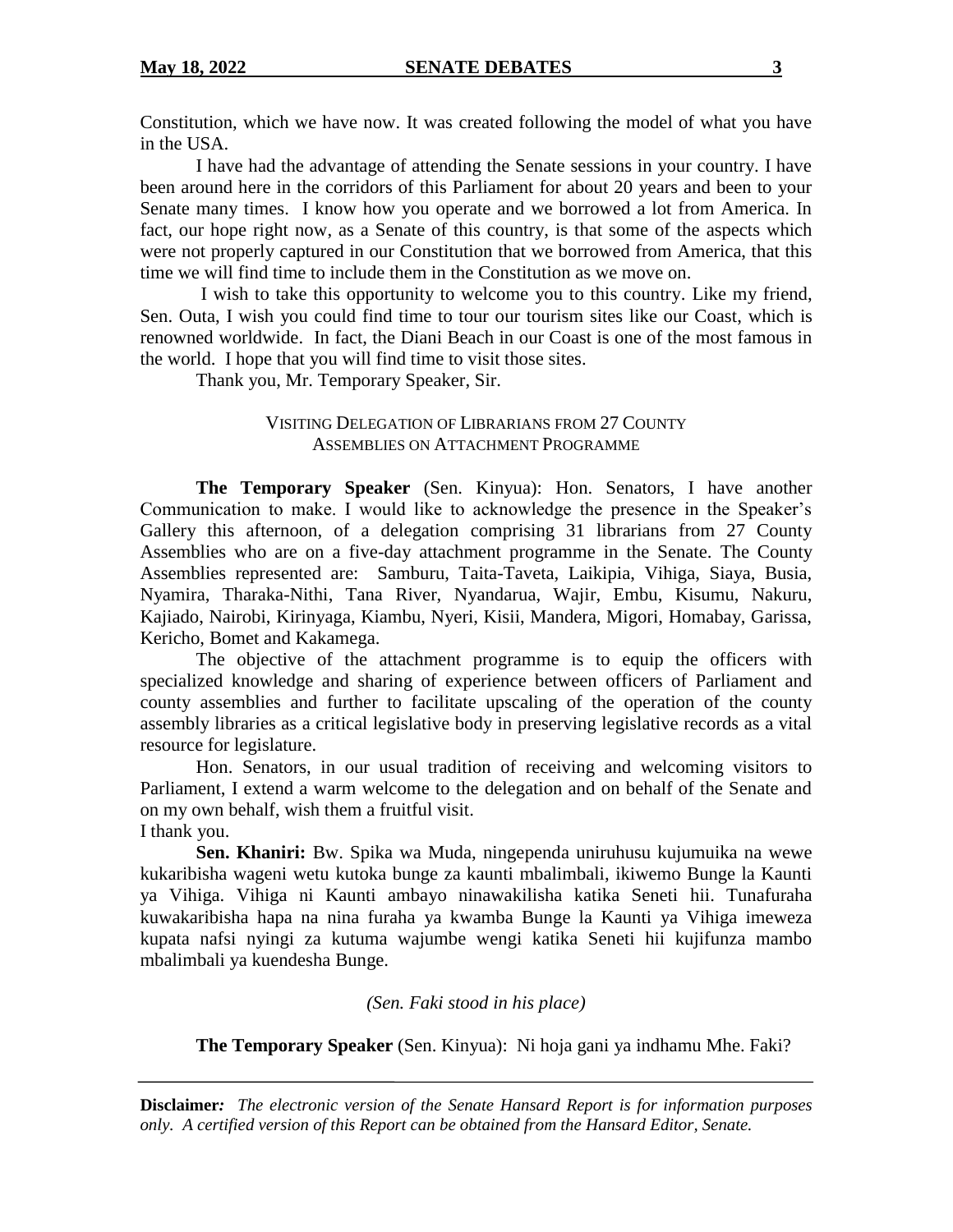Constitution, which we have now. It was created following the model of what you have in the USA.

I have had the advantage of attending the Senate sessions in your country. I have been around here in the corridors of this Parliament for about 20 years and been to your Senate many times. I know how you operate and we borrowed a lot from America. In fact, our hope right now, as a Senate of this country, is that some of the aspects which were not properly captured in our Constitution that we borrowed from America, that this time we will find time to include them in the Constitution as we move on.

I wish to take this opportunity to welcome you to this country. Like my friend, Sen. Outa, I wish you could find time to tour our tourism sites like our Coast, which is renowned worldwide. In fact, the Diani Beach in our Coast is one of the most famous in the world. I hope that you will find time to visit those sites.

Thank you, Mr. Temporary Speaker, Sir.

### VISITING DELEGATION OF LIBRARIANS FROM 27 COUNTY ASSEMBLIES ON ATTACHMENT PROGRAMME

**The Temporary Speaker** (Sen. Kinyua): Hon. Senators, I have another Communication to make. I would like to acknowledge the presence in the Speaker's Gallery this afternoon, of a delegation comprising 31 librarians from 27 County Assemblies who are on a five-day attachment programme in the Senate. The County Assemblies represented are: Samburu, Taita-Taveta, Laikipia, Vihiga, Siaya, Busia, Nyamira, Tharaka-Nithi, Tana River, Nyandarua, Wajir, Embu, Kisumu, Nakuru, Kajiado, Nairobi, Kirinyaga, Kiambu, Nyeri, Kisii, Mandera, Migori, Homabay, Garissa, Kericho, Bomet and Kakamega.

The objective of the attachment programme is to equip the officers with specialized knowledge and sharing of experience between officers of Parliament and county assemblies and further to facilitate upscaling of the operation of the county assembly libraries as a critical legislative body in preserving legislative records as a vital resource for legislature.

Hon. Senators, in our usual tradition of receiving and welcoming visitors to Parliament, I extend a warm welcome to the delegation and on behalf of the Senate and on my own behalf, wish them a fruitful visit.

I thank you.

**Sen. Khaniri:** Bw. Spika wa Muda, ningependa uniruhusu kujumuika na wewe kukaribisha wageni wetu kutoka bunge za kaunti mbalimbali, ikiwemo Bunge la Kaunti ya Vihiga. Vihiga ni Kaunti ambayo ninawakilisha katika Seneti hii. Tunafuraha kuwakaribisha hapa na nina furaha ya kwamba Bunge la Kaunti ya Vihiga imeweza kupata nafsi nyingi za kutuma wajumbe wengi katika Seneti hii kujifunza mambo mbalimbali ya kuendesha Bunge.

*(Sen. Faki stood in his place)*

**The Temporary Speaker** (Sen. Kinyua): Ni hoja gani ya indhamu Mhe. Faki?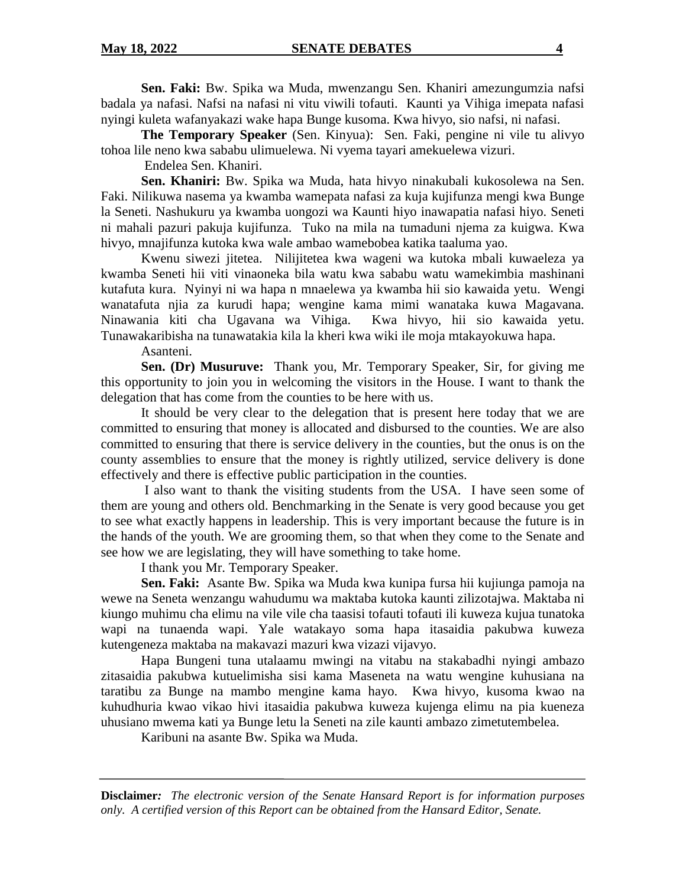**Sen. Faki:** Bw. Spika wa Muda, mwenzangu Sen. Khaniri amezungumzia nafsi badala ya nafasi. Nafsi na nafasi ni vitu viwili tofauti. Kaunti ya Vihiga imepata nafasi nyingi kuleta wafanyakazi wake hapa Bunge kusoma. Kwa hivyo, sio nafsi, ni nafasi.

**The Temporary Speaker** (Sen. Kinyua): Sen. Faki, pengine ni vile tu alivyo tohoa lile neno kwa sababu ulimuelewa. Ni vyema tayari amekuelewa vizuri.

Endelea Sen. Khaniri.

**Sen. Khaniri:** Bw. Spika wa Muda, hata hivyo ninakubali kukosolewa na Sen. Faki. Nilikuwa nasema ya kwamba wamepata nafasi za kuja kujifunza mengi kwa Bunge la Seneti. Nashukuru ya kwamba uongozi wa Kaunti hiyo inawapatia nafasi hiyo. Seneti ni mahali pazuri pakuja kujifunza. Tuko na mila na tumaduni njema za kuigwa. Kwa hivyo, mnajifunza kutoka kwa wale ambao wamebobea katika taaluma yao.

Kwenu siwezi jitetea. Nilijitetea kwa wageni wa kutoka mbali kuwaeleza ya kwamba Seneti hii viti vinaoneka bila watu kwa sababu watu wamekimbia mashinani kutafuta kura. Nyinyi ni wa hapa n mnaelewa ya kwamba hii sio kawaida yetu. Wengi wanatafuta njia za kurudi hapa; wengine kama mimi wanataka kuwa Magavana. Ninawania kiti cha Ugavana wa Vihiga. Kwa hivyo, hii sio kawaida yetu. Tunawakaribisha na tunawatakia kila la kheri kwa wiki ile moja mtakayokuwa hapa.

Asanteni.

**Sen. (Dr) Musuruve:** Thank you, Mr. Temporary Speaker, Sir, for giving me this opportunity to join you in welcoming the visitors in the House. I want to thank the delegation that has come from the counties to be here with us.

It should be very clear to the delegation that is present here today that we are committed to ensuring that money is allocated and disbursed to the counties. We are also committed to ensuring that there is service delivery in the counties, but the onus is on the county assemblies to ensure that the money is rightly utilized, service delivery is done effectively and there is effective public participation in the counties.

I also want to thank the visiting students from the USA. I have seen some of them are young and others old. Benchmarking in the Senate is very good because you get to see what exactly happens in leadership. This is very important because the future is in the hands of the youth. We are grooming them, so that when they come to the Senate and see how we are legislating, they will have something to take home.

I thank you Mr. Temporary Speaker.

**Sen. Faki:** Asante Bw. Spika wa Muda kwa kunipa fursa hii kujiunga pamoja na wewe na Seneta wenzangu wahudumu wa maktaba kutoka kaunti zilizotajwa. Maktaba ni kiungo muhimu cha elimu na vile vile cha taasisi tofauti tofauti ili kuweza kujua tunatoka wapi na tunaenda wapi. Yale watakayo soma hapa itasaidia pakubwa kuweza kutengeneza maktaba na makavazi mazuri kwa vizazi vijavyo.

Hapa Bungeni tuna utalaamu mwingi na vitabu na stakabadhi nyingi ambazo zitasaidia pakubwa kutuelimisha sisi kama Maseneta na watu wengine kuhusiana na taratibu za Bunge na mambo mengine kama hayo. Kwa hivyo, kusoma kwao na kuhudhuria kwao vikao hivi itasaidia pakubwa kuweza kujenga elimu na pia kueneza uhusiano mwema kati ya Bunge letu la Seneti na zile kaunti ambazo zimetutembelea.

Karibuni na asante Bw. Spika wa Muda.

**Disclaimer***:* *The electronic version of the Senate Hansard Report is for information purposes only. A certified version of this Report can be obtained from the Hansard Editor, Senate.*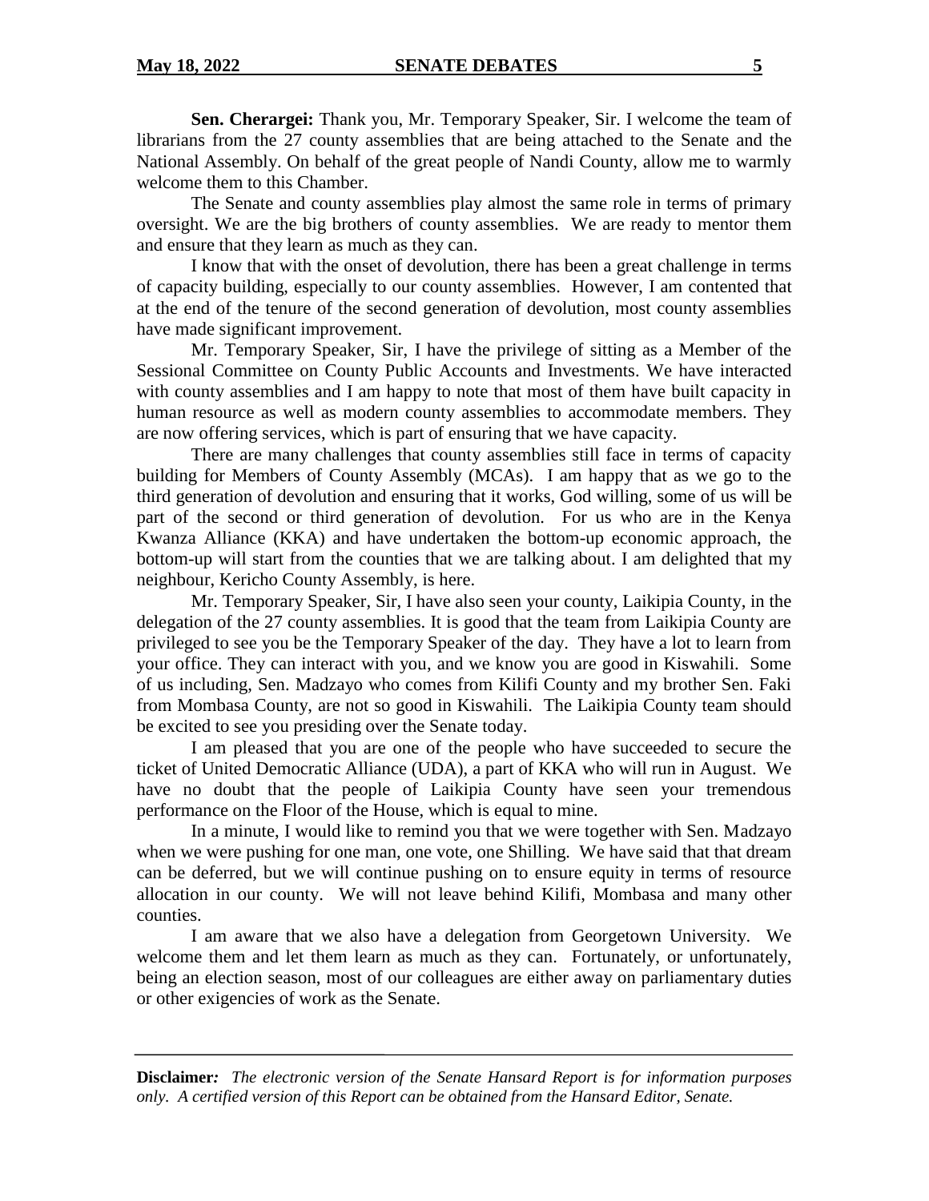**Sen. Cherargei:** Thank you, Mr. Temporary Speaker, Sir. I welcome the team of librarians from the 27 county assemblies that are being attached to the Senate and the National Assembly. On behalf of the great people of Nandi County, allow me to warmly welcome them to this Chamber.

The Senate and county assemblies play almost the same role in terms of primary oversight. We are the big brothers of county assemblies. We are ready to mentor them and ensure that they learn as much as they can.

I know that with the onset of devolution, there has been a great challenge in terms of capacity building, especially to our county assemblies. However, I am contented that at the end of the tenure of the second generation of devolution, most county assemblies have made significant improvement.

Mr. Temporary Speaker, Sir, I have the privilege of sitting as a Member of the Sessional Committee on County Public Accounts and Investments. We have interacted with county assemblies and I am happy to note that most of them have built capacity in human resource as well as modern county assemblies to accommodate members. They are now offering services, which is part of ensuring that we have capacity.

There are many challenges that county assemblies still face in terms of capacity building for Members of County Assembly (MCAs). I am happy that as we go to the third generation of devolution and ensuring that it works, God willing, some of us will be part of the second or third generation of devolution. For us who are in the Kenya Kwanza Alliance (KKA) and have undertaken the bottom-up economic approach, the bottom-up will start from the counties that we are talking about. I am delighted that my neighbour, Kericho County Assembly, is here.

Mr. Temporary Speaker, Sir, I have also seen your county, Laikipia County, in the delegation of the 27 county assemblies. It is good that the team from Laikipia County are privileged to see you be the Temporary Speaker of the day. They have a lot to learn from your office. They can interact with you, and we know you are good in Kiswahili. Some of us including, Sen. Madzayo who comes from Kilifi County and my brother Sen. Faki from Mombasa County, are not so good in Kiswahili. The Laikipia County team should be excited to see you presiding over the Senate today.

I am pleased that you are one of the people who have succeeded to secure the ticket of United Democratic Alliance (UDA), a part of KKA who will run in August. We have no doubt that the people of Laikipia County have seen your tremendous performance on the Floor of the House, which is equal to mine.

In a minute, I would like to remind you that we were together with Sen. Madzayo when we were pushing for one man, one vote, one Shilling. We have said that that dream can be deferred, but we will continue pushing on to ensure equity in terms of resource allocation in our county. We will not leave behind Kilifi, Mombasa and many other counties.

I am aware that we also have a delegation from Georgetown University. We welcome them and let them learn as much as they can. Fortunately, or unfortunately, being an election season, most of our colleagues are either away on parliamentary duties or other exigencies of work as the Senate.

**Disclaimer:** *The electronic version of the Senate Hansard Report is for information purposes only. A certified version of this Report can be obtained from the Hansard Editor, Senate.*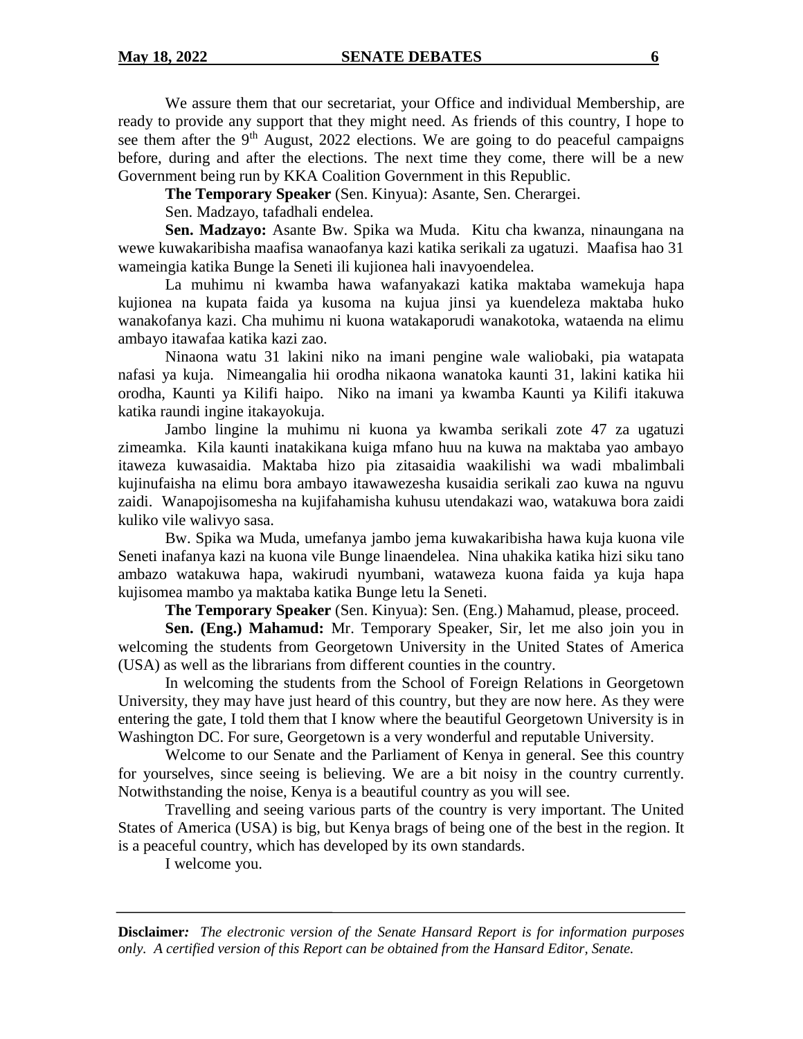We assure them that our secretariat, your Office and individual Membership, are ready to provide any support that they might need. As friends of this country, I hope to see them after the 9th August, 2022 elections. We are going to do peaceful campaigns before, during and after the elections. The next time they come, there will be a new Government being run by KKA Coalition Government in this Republic.

**The Temporary Speaker** (Sen. Kinyua): Asante, Sen. Cherargei.

Sen. Madzayo, tafadhali endelea.

**Sen. Madzayo:** Asante Bw. Spika wa Muda. Kitu cha kwanza, ninaungana na wewe kuwakaribisha maafisa wanaofanya kazi katika serikali za ugatuzi. Maafisa hao 31 wameingia katika Bunge la Seneti ili kujionea hali inavyoendelea.

La muhimu ni kwamba hawa wafanyakazi katika maktaba wamekuja hapa kujionea na kupata faida ya kusoma na kujua jinsi ya kuendeleza maktaba huko wanakofanya kazi. Cha muhimu ni kuona watakaporudi wanakotoka, wataenda na elimu ambayo itawafaa katika kazi zao.

Ninaona watu 31 lakini niko na imani pengine wale waliobaki, pia watapata nafasi ya kuja. Nimeangalia hii orodha nikaona wanatoka kaunti 31, lakini katika hii orodha, Kaunti ya Kilifi haipo. Niko na imani ya kwamba Kaunti ya Kilifi itakuwa katika raundi ingine itakayokuja.

Jambo lingine la muhimu ni kuona ya kwamba serikali zote 47 za ugatuzi zimeamka. Kila kaunti inatakikana kuiga mfano huu na kuwa na maktaba yao ambayo itaweza kuwasaidia. Maktaba hizo pia zitasaidia waakilishi wa wadi mbalimbali kujinufaisha na elimu bora ambayo itawawezesha kusaidia serikali zao kuwa na nguvu zaidi. Wanapojisomesha na kujifahamisha kuhusu utendakazi wao, watakuwa bora zaidi kuliko vile walivyo sasa.

Bw. Spika wa Muda, umefanya jambo jema kuwakaribisha hawa kuja kuona vile Seneti inafanya kazi na kuona vile Bunge linaendelea. Nina uhakika katika hizi siku tano ambazo watakuwa hapa, wakirudi nyumbani, wataweza kuona faida ya kuja hapa kujisomea mambo ya maktaba katika Bunge letu la Seneti.

**The Temporary Speaker** (Sen. Kinyua): Sen. (Eng.) Mahamud, please, proceed.

**Sen. (Eng.) Mahamud:** Mr. Temporary Speaker, Sir, let me also join you in welcoming the students from Georgetown University in the United States of America (USA) as well as the librarians from different counties in the country.

In welcoming the students from the School of Foreign Relations in Georgetown University, they may have just heard of this country, but they are now here. As they were entering the gate, I told them that I know where the beautiful Georgetown University is in Washington DC. For sure, Georgetown is a very wonderful and reputable University.

Welcome to our Senate and the Parliament of Kenya in general. See this country for yourselves, since seeing is believing. We are a bit noisy in the country currently. Notwithstanding the noise, Kenya is a beautiful country as you will see.

Travelling and seeing various parts of the country is very important. The United States of America (USA) is big, but Kenya brags of being one of the best in the region. It is a peaceful country, which has developed by its own standards.

I welcome you.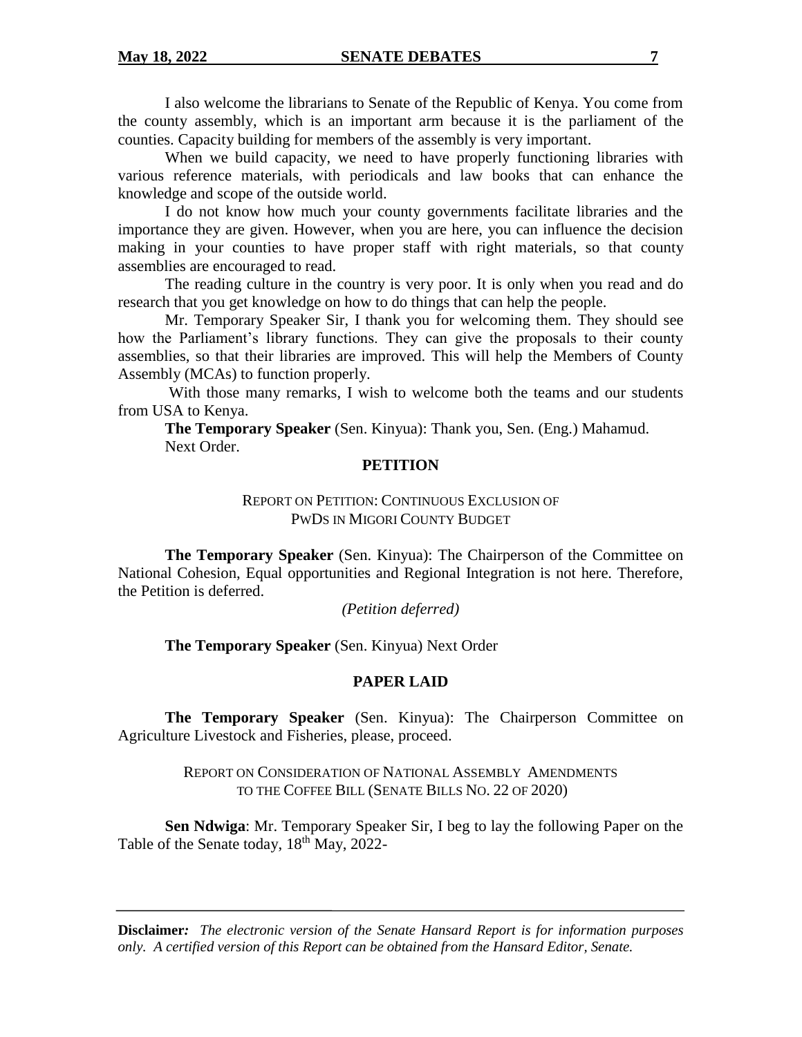I also welcome the librarians to Senate of the Republic of Kenya. You come from the county assembly, which is an important arm because it is the parliament of the counties. Capacity building for members of the assembly is very important.

When we build capacity, we need to have properly functioning libraries with various reference materials, with periodicals and law books that can enhance the knowledge and scope of the outside world.

I do not know how much your county governments facilitate libraries and the importance they are given. However, when you are here, you can influence the decision making in your counties to have proper staff with right materials, so that county assemblies are encouraged to read.

The reading culture in the country is very poor. It is only when you read and do research that you get knowledge on how to do things that can help the people.

Mr. Temporary Speaker Sir, I thank you for welcoming them. They should see how the Parliament's library functions. They can give the proposals to their county assemblies, so that their libraries are improved. This will help the Members of County Assembly (MCAs) to function properly.

With those many remarks, I wish to welcome both the teams and our students from USA to Kenya.

**The Temporary Speaker** (Sen. Kinyua): Thank you, Sen. (Eng.) Mahamud.

Next Order.

## PETITION

REPORT ON PETITION: CONTINUOUS EXCLUSION OF PWDS IN MIGORI COUNTY BUDGET

**The Temporary Speaker** (Sen. Kinyua): The Chairperson of the Committee on National Cohesion, Equal opportunities and Regional Integration is not here. Therefore, the Petition is deferred.

*(Petition deferred)*

**The Temporary Speaker** (Sen. Kinyua) Next Order

## PAPER LAID

**The Temporary Speaker** (Sen. Kinyua): The Chairperson Committee on Agriculture Livestock and Fisheries, please, proceed.

REPORT ON CONSIDERATION OF NATIONAL ASSEMBLY AMENDMENTS TO THE COFFEE BILL (SENATE BILLS NO. 22 OF 2020)

**Sen Ndwiga**: Mr. Temporary Speaker Sir, I beg to lay the following Paper on the Table of the Senate today, 18th May, 2022-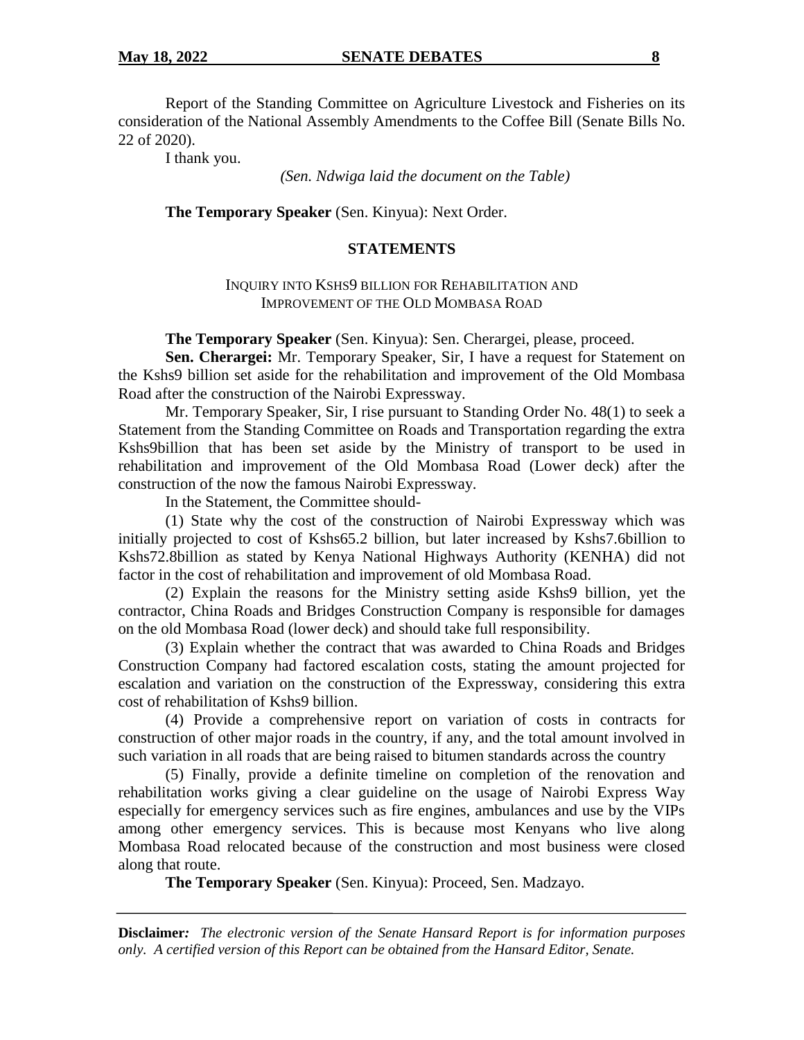Report of the Standing Committee on Agriculture Livestock and Fisheries on its consideration of the National Assembly Amendments to the Coffee Bill (Senate Bills No. 22 of 2020).

I thank you.

*(Sen. Ndwiga laid the document on the Table)*

**The Temporary Speaker** (Sen. Kinyua): Next Order.

## STATEMENTS

### INQUIRY INTO KSHS9 BILLION FOR REHABILITATION AND IMPROVEMENT OF THE OLD MOMBASA ROAD

**The Temporary Speaker** (Sen. Kinyua): Sen. Cherargei, please, proceed.

**Sen. Cherargei:** Mr. Temporary Speaker, Sir, I have a request for Statement on the Kshs9 billion set aside for the rehabilitation and improvement of the Old Mombasa Road after the construction of the Nairobi Expressway.

Mr. Temporary Speaker, Sir, I rise pursuant to Standing Order No. 48(1) to seek a Statement from the Standing Committee on Roads and Transportation regarding the extra Kshs9billion that has been set aside by the Ministry of transport to be used in rehabilitation and improvement of the Old Mombasa Road (Lower deck) after the construction of the now the famous Nairobi Expressway.

In the Statement, the Committee should-

(1) State why the cost of the construction of Nairobi Expressway which was initially projected to cost of Kshs65.2 billion, but later increased by Kshs7.6billion to Kshs72.8billion as stated by Kenya National Highways Authority (KENHA) did not factor in the cost of rehabilitation and improvement of old Mombasa Road.

(2) Explain the reasons for the Ministry setting aside Kshs9 billion, yet the contractor, China Roads and Bridges Construction Company is responsible for damages on the old Mombasa Road (lower deck) and should take full responsibility.

(3) Explain whether the contract that was awarded to China Roads and Bridges Construction Company had factored escalation costs, stating the amount projected for escalation and variation on the construction of the Expressway, considering this extra cost of rehabilitation of Kshs9 billion.

(4) Provide a comprehensive report on variation of costs in contracts for construction of other major roads in the country, if any, and the total amount involved in such variation in all roads that are being raised to bitumen standards across the country

(5) Finally, provide a definite timeline on completion of the renovation and rehabilitation works giving a clear guideline on the usage of Nairobi Express Way especially for emergency services such as fire engines, ambulances and use by the VIPs among other emergency services. This is because most Kenyans who live along Mombasa Road relocated because of the construction and most business were closed along that route.

**The Temporary Speaker** (Sen. Kinyua): Proceed, Sen. Madzayo.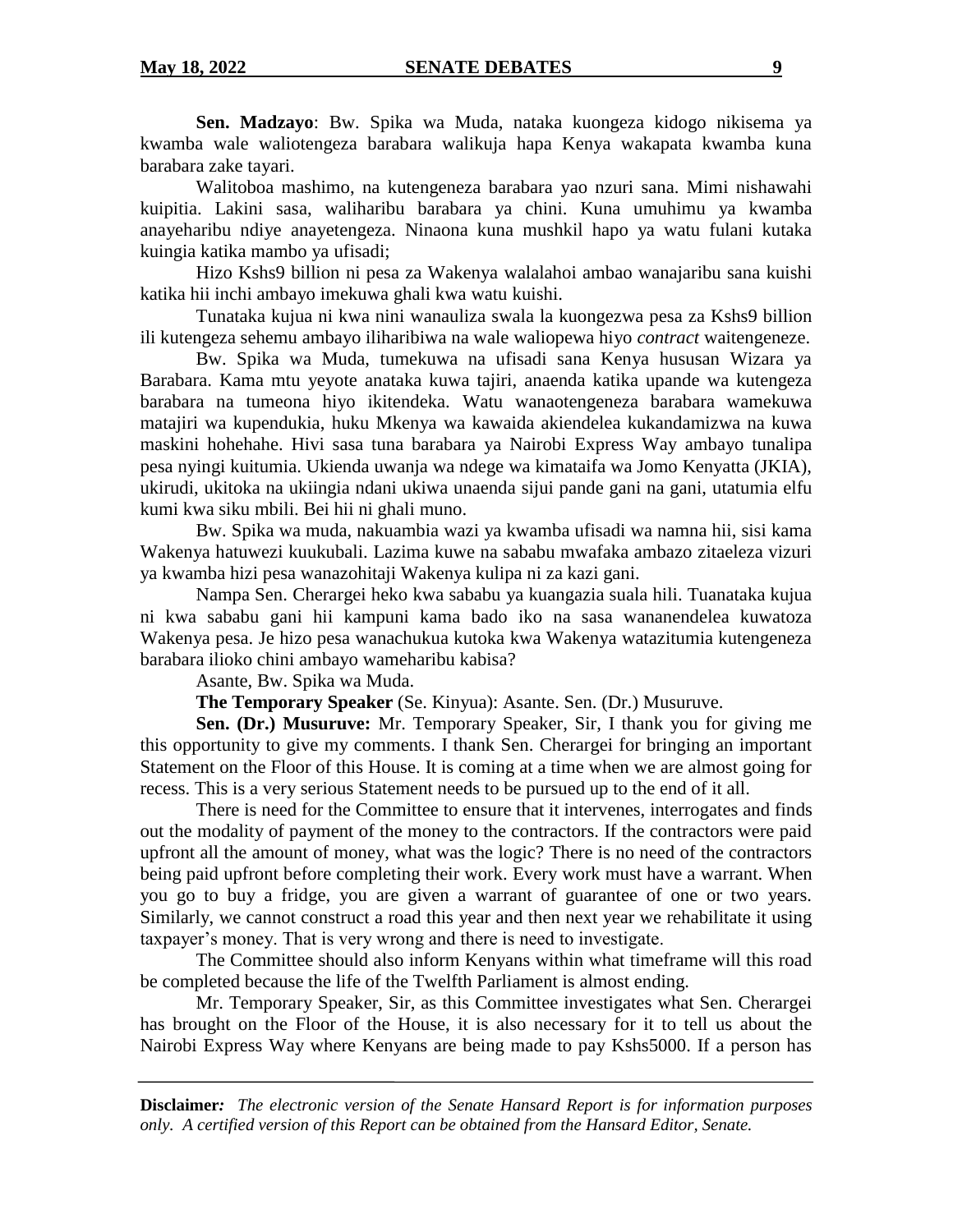**Sen. Madzayo**: Bw. Spika wa Muda, nataka kuongeza kidogo nikisema ya kwamba wale waliotengeza barabara walikuja hapa Kenya wakapata kwamba kuna barabara zake tayari.

Walitoboa mashimo, na kutengeneza barabara yao nzuri sana. Mimi nishawahi kuipitia. Lakini sasa, waliharibu barabara ya chini. Kuna umuhimu ya kwamba anayeharibu ndiye anayetengeza. Ninaona kuna mushkil hapo ya watu fulani kutaka kuingia katika mambo ya ufisadi;

Hizo Kshs9 billion ni pesa za Wakenya walalahoi ambao wanajaribu sana kuishi katika hii inchi ambayo imekuwa ghali kwa watu kuishi.

Tunataka kujua ni kwa nini wanauliza swala la kuongezwa pesa za Kshs9 billion ili kutengeneza sehemu ambayo iliharibiwa na wale waliopewa hiyo *contract* waitengeneze.

Bw. Spika wa Muda, tumekuwa na ufisadi sana Kenya hususan Wizara ya Barabara. Kama mtu yeyote anataka kuwa tajiri, anaenda katika upande wa kutengeza barabara na tumeona hiyo ikitendeka. Watu wanaotengeneza barabara wamekuwa matajiri wa kupendukia, huku Mkenya wa kawaida akiendelea kukandamizwa na kuwa maskini hohehahe. Hivi sasa tuna barabara ya Nairobi Express Way ambayo tunalipa pesa nyingi kuitumia. Ukienda uwanja wa ndege wa kimataifa wa Jomo Kenyatta (JKIA), ukirudi, ukitoka na ukiingia ndani ukiwa unaenda sijui pande gani na gani, utatumia elfu kumi kwa siku mbili. Bei hii ni ghali muno.

Bw. Spika wa muda, nakuambia wazi ya kwamba ufisadi wa namna hii, sisi kama Wakenya hatuwezi kuukubali. Lazima kuwe na sababu mwafaka ambazo zitaeleza vizuri ya kwamba hizi pesa wanazohitaji Wakenya kulipa ni za kazi gani.

Nampa Sen. Cherargei heko kwa sababu ya kuangazia suala hili. Tuanataka kujua ni kwa sababu gani hii kampuni kama bado iko na sasa wananendelea kuwatoza Wakenya pesa. Je hizo pesa wanachukua kutoka kwa Wakenya watazitumia kutengeneza barabara ilioko chini ambayo wameharibu kabisa?

Asante, Bw. Spika wa Muda.

**The Temporary Speaker** (Se. Kinyua): Asante. Sen. (Dr.) Musuruve.

**Sen. (Dr.) Musuruve:** Mr. Temporary Speaker, Sir, I thank you for giving me this opportunity to give my comments. I thank Sen. Cherargei for bringing an important Statement on the Floor of this House. It is coming at a time when we are almost going for recess. This is a very serious Statement needs to be pursued up to the end of it all.

There is need for the Committee to ensure that it intervenes, interrogates and finds out the modality of payment of the money to the contractors. If the contractors were paid upfront all the amount of money, what was the logic? There is no need of the contractors being paid upfront before completing their work. Every work must have a warrant. When you go to buy a fridge, you are given a warrant of guarantee of one or two years. Similarly, we cannot construct a road this year and then next year we rehabilitate it using taxpayer's money. That is very wrong and there is need to investigate.

The Committee should also inform Kenyans within what timeframe will this road be completed because the life of the Twelfth Parliament is almost ending.

Mr. Temporary Speaker, Sir, as this Committee investigates what Sen. Cherargei has brought on the Floor of the House, it is also necessary for it to tell us about the Nairobi Express Way where Kenyans are being made to pay Kshs5000. If a person has

**Disclaimer***: The electronic version of the Senate Hansard Report is for information purposes only. A certified version of this Report can be obtained from the Hansard Editor, Senate.*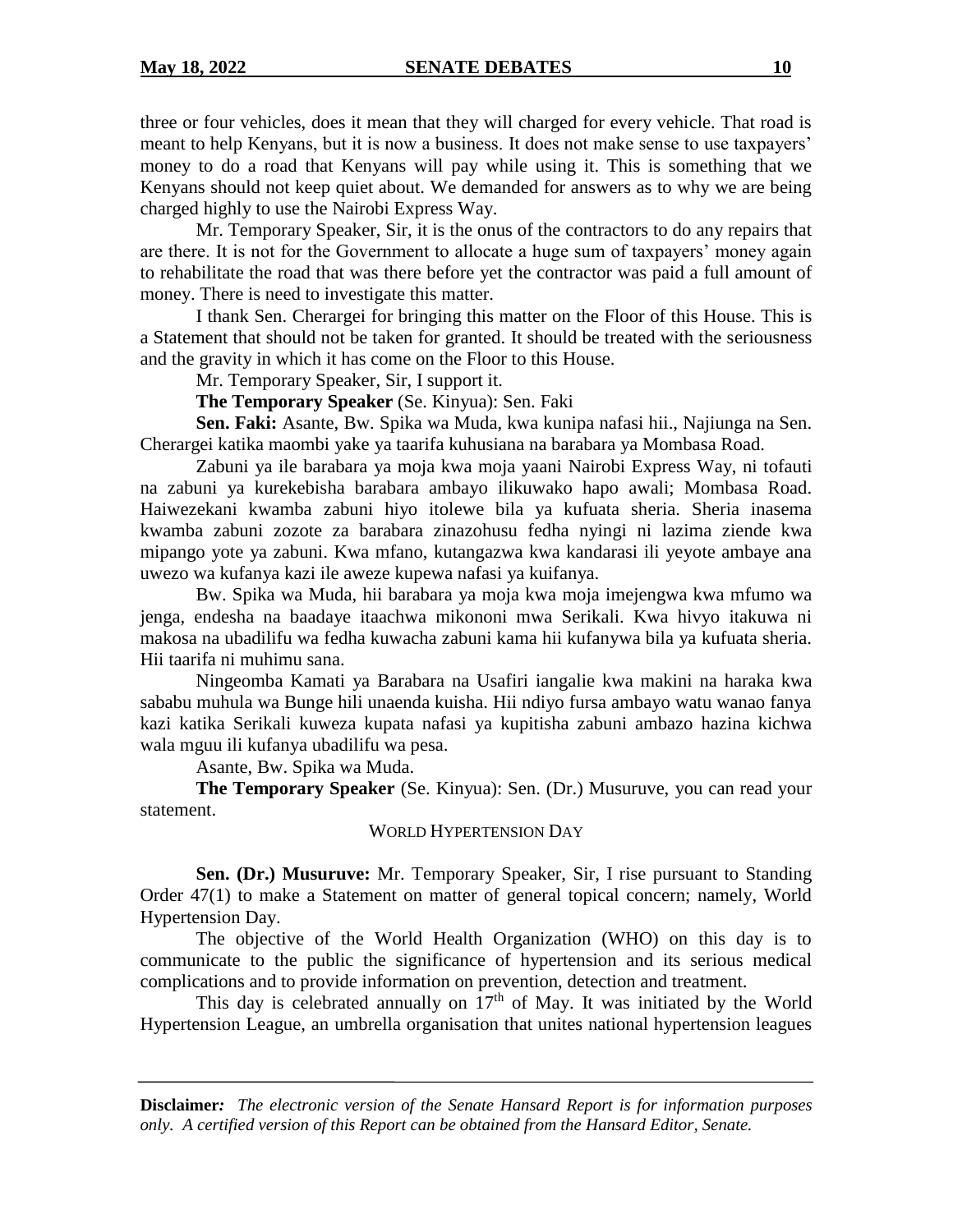three or four vehicles, does it mean that they will charged for every vehicle. That road is meant to help Kenyans, but it is now a business. It does not make sense to use taxpayers' money to do a road that Kenyans will pay while using it. This is something that we Kenyans should not keep quiet about. We demanded for answers as to why we are being charged highly to use the Nairobi Express Way.

Mr. Temporary Speaker, Sir, it is the onus of the contractors to do any repairs that are there. It is not for the Government to allocate a huge sum of taxpayers' money again to rehabilitate the road that was there before yet the contractor was paid a full amount of money. There is need to investigate this matter.

I thank Sen. Cherargei for bringing this matter on the Floor of this House. This is a Statement that should not be taken for granted. It should be treated with the seriousness and the gravity in which it has come on the Floor to this House.

Mr. Temporary Speaker, Sir, I support it.

**The Temporary Speaker** (Se. Kinyua): Sen. Faki

**Sen. Faki:** Asante, Bw. Spika wa Muda, kwa kunipa nafasi hii., Najiunga na Sen. Cherargei katika maombi yake ya taarifa kuhusiana na barabara ya Mombasa Road.

Zabuni ya ile barabara ya moja kwa moja yaani Nairobi Express Way, ni tofauti na zabuni ya kurekebisha barabara ambayo ilikuwako hapo awali; Mombasa Road. Haiwezekani kwamba zabuni hiyo itolewe bila ya kufuata sheria. Sheria inasema kwamba zabuni zozote za barabara zinazohusu fedha nyingi ni lazima ziende kwa mipango yote ya zabuni. Kwa mfano, kutangazwa kwa kandarasi ili yeyote ambaye ana uwezo wa kufanya kazi ile aweze kupewa nafasi ya kuifanya.

Bw. Spika wa Muda, hii barabara ya moja kwa moja imejengwa kwa mfumo wa jenga, endesha na baadaye itaachwa mikononi mwa Serikali. Kwa hivyo itakuwa ni makosa na ubadilifu wa fedha kuwacha zabuni kama hii kufanywa bila ya kufuata sheria. Hii taarifa ni muhimu sana.

Ningeomba Kamati ya Barabara na Usafiri iangalie kwa makini na haraka kwa sababu muhula wa Bunge hili unaenda kuisha. Hii ndiyo fursa ambayo watu wanao fanya kazi katika Serikali kuweza kupata nafasi ya kupitisha zabuni ambazo hazina kichwa wala mguu ili kufanya ubadilifu wa pesa.

Asante, Bw. Spika wa Muda.

**The Temporary Speaker** (Se. Kinyua): Sen. (Dr.) Musuruve, you can read your statement.

WORLD HYPERTENSION DAY

**Sen. (Dr.) Musuruve:** Mr. Temporary Speaker, Sir, I rise pursuant to Standing Order 47(1) to make a Statement on matter of general topical concern; namely, World Hypertension Day.

The objective of the World Health Organization (WHO) on this day is to communicate to the public the significance of hypertension and its serious medical complications and to provide information on prevention, detection and treatment.

This day is celebrated annually on 17th of May. It was initiated by the World Hypertension League, an umbrella organisation that unites national hypertension leagues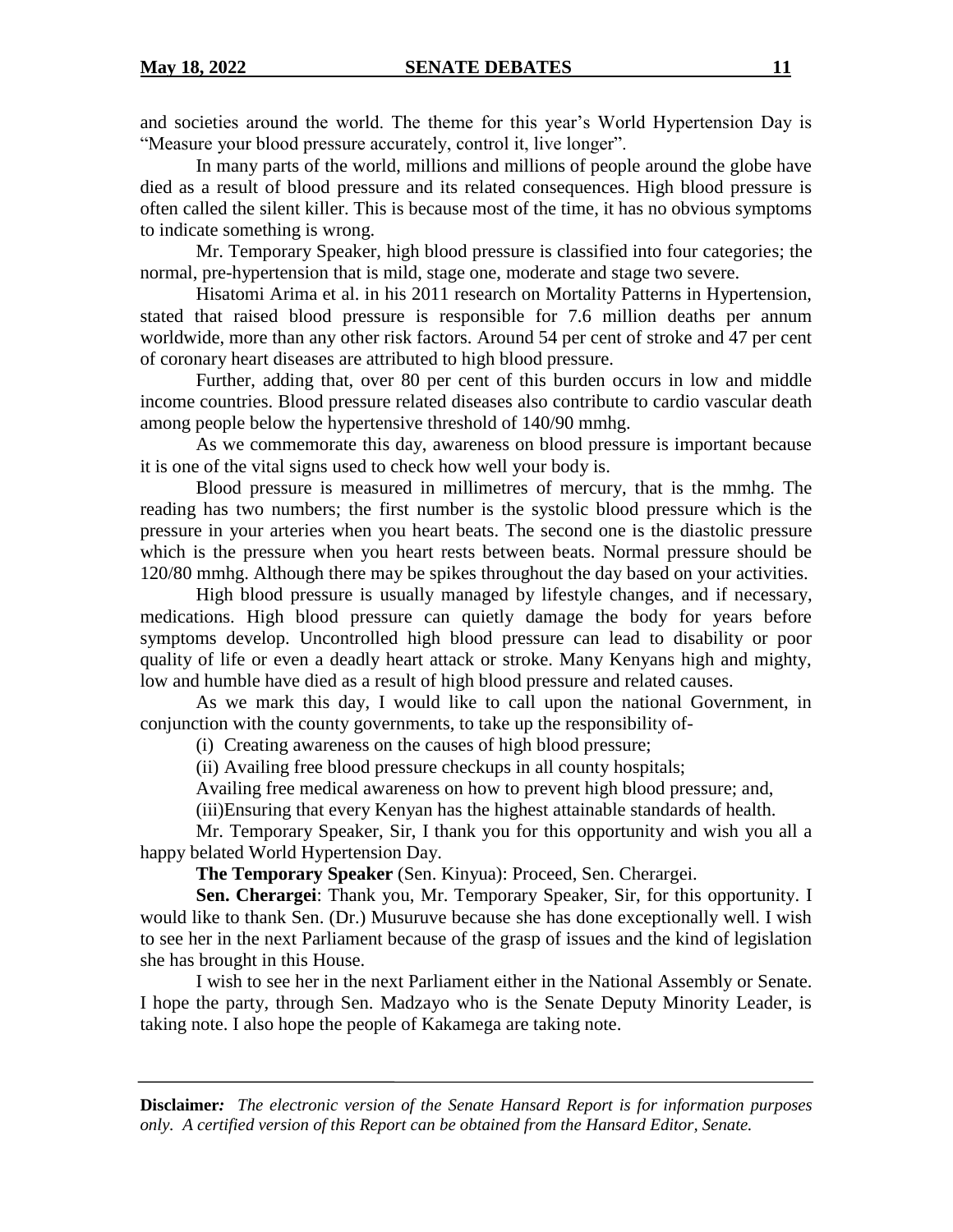and societies around the world. The theme for this year's World Hypertension Day is "Measure your blood pressure accurately, control it, live longer".

In many parts of the world, millions and millions of people around the globe have died as a result of blood pressure and its related consequences. High blood pressure is often called the silent killer. This is because most of the time, it has no obvious symptoms to indicate something is wrong.

Mr. Temporary Speaker, high blood pressure is classified into four categories; the normal, pre-hypertension that is mild, stage one, moderate and stage two severe.

Hisatomi Arima et al. in his 2011 research on Mortality Patterns in Hypertension, stated that raised blood pressure is responsible for 7.6 million deaths per annum worldwide, more than any other risk factors. Around 54 per cent of stroke and 47 per cent of coronary heart diseases are attributed to high blood pressure.

Further, adding that, over 80 per cent of this burden occurs in low and middle income countries. Blood pressure related diseases also contribute to cardio vascular death among people below the hypertensive threshold of 140/90 mmhg.

As we commemorate this day, awareness on blood pressure is important because it is one of the vital signs used to check how well your body is.

Blood pressure is measured in millimetres of mercury, that is the mmhg. The reading has two numbers; the first number is the systolic blood pressure which is the pressure in your arteries when you heart beats. The second one is the diastolic pressure which is the pressure when you heart rests between beats. Normal pressure should be 120/80 mmhg. Although there may be spikes throughout the day based on your activities.

High blood pressure is usually managed by lifestyle changes, and if necessary, medications. High blood pressure can quietly damage the body for years before symptoms develop. Uncontrolled high blood pressure can lead to disability or poor quality of life or even a deadly heart attack or stroke. Many Kenyans high and mighty, low and humble have died as a result of high blood pressure and related causes.

As we mark this day, I would like to call upon the national Government, in conjunction with the county governments, to take up the responsibility of-

(i) Creating awareness on the causes of high blood pressure;

(ii) Availing free blood pressure checkups in all county hospitals;

Availing free medical awareness on how to prevent high blood pressure; and,

(iii)Ensuring that every Kenyan has the highest attainable standards of health.

Mr. Temporary Speaker, Sir, I thank you for this opportunity and wish you all a happy belated World Hypertension Day.

**The Temporary Speaker** (Sen. Kinyua): Proceed, Sen. Cherargei.

**Sen. Cherargei**: Thank you, Mr. Temporary Speaker, Sir, for this opportunity. I would like to thank Sen. (Dr.) Musuruve because she has done exceptionally well. I wish to see her in the next Parliament because of the grasp of issues and the kind of legislation she has brought in this House.

I wish to see her in the next Parliament either in the National Assembly or Senate. I hope the party, through Sen. Madzayo who is the Senate Deputy Minority Leader, is taking note. I also hope the people of Kakamega are taking note.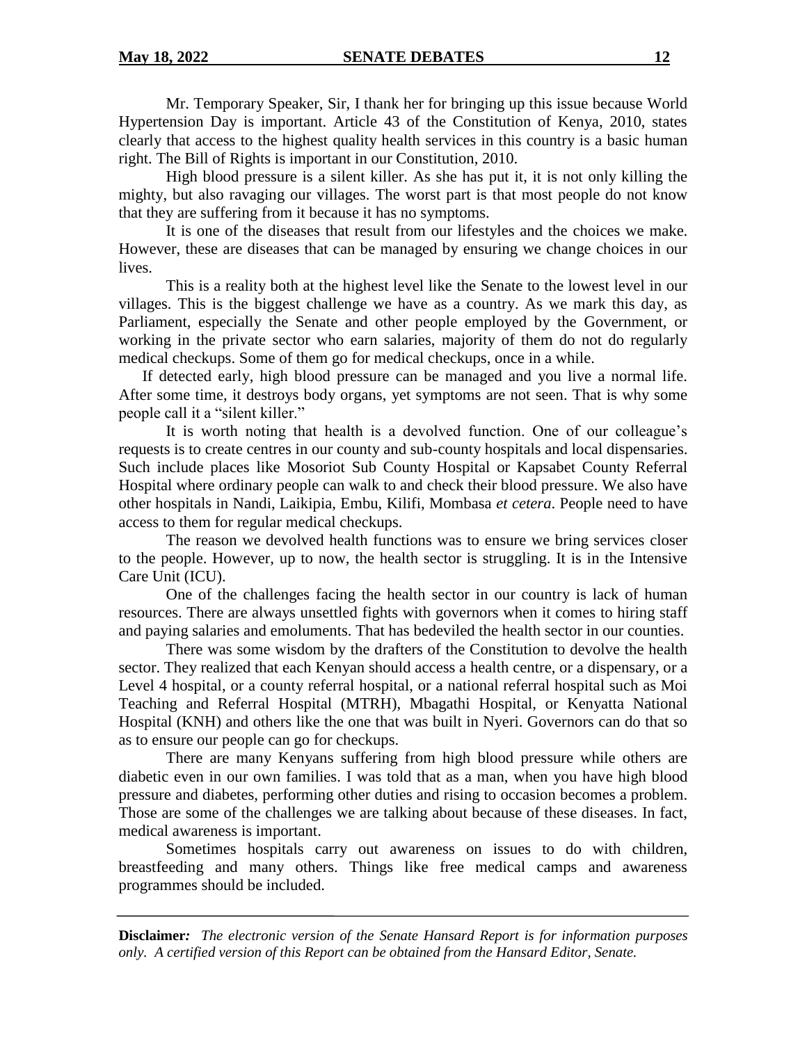Mr. Temporary Speaker, Sir, I thank her for bringing up this issue because World Hypertension Day is important. Article 43 of the Constitution of Kenya, 2010, states clearly that access to the highest quality health services in this country is a basic human right. The Bill of Rights is important in our Constitution, 2010.

High blood pressure is a silent killer. As she has put it, it is not only killing the mighty, but also ravaging our villages. The worst part is that most people do not know that they are suffering from it because it has no symptoms.

It is one of the diseases that result from our lifestyles and the choices we make. However, these are diseases that can be managed by ensuring we change choices in our lives.

This is a reality both at the highest level like the Senate to the lowest level in our villages. This is the biggest challenge we have as a country. As we mark this day, as Parliament, especially the Senate and other people employed by the Government, or working in the private sector who earn salaries, majority of them do not do regularly medical checkups. Some of them go for medical checkups, once in a while.

If detected early, high blood pressure can be managed and you live a normal life. After some time, it destroys body organs, yet symptoms are not seen. That is why some people call it a "silent killer."

It is worth noting that health is a devolved function. One of our colleague's requests is to create centres in our county and sub-county hospitals and local dispensaries. Such include places like Mosoriot Sub County Hospital or Kapsabet County Referral Hospital where ordinary people can walk to and check their blood pressure. We also have other hospitals in Nandi, Laikipia, Embu, Kilifi, Mombasa *et cetera*. People need to have access to them for regular medical checkups.

The reason we devolved health functions was to ensure we bring services closer to the people. However, up to now, the health sector is struggling. It is in the Intensive Care Unit (ICU).

One of the challenges facing the health sector in our country is lack of human resources. There are always unsettled fights with governors when it comes to hiring staff and paying salaries and emoluments. That has bedeviled the health sector in our counties.

There was some wisdom by the drafters of the Constitution to devolve the health sector. They realized that each Kenyan should access a health centre, or a dispensary, or a Level 4 hospital, or a county referral hospital, or a national referral hospital such as Moi Teaching and Referral Hospital (MTRH), Mbagathi Hospital, or Kenyatta National Hospital (KNH) and others like the one that was built in Nyeri. Governors can do that so as to ensure our people can go for checkups.

There are many Kenyans suffering from high blood pressure while others are diabetic even in our own families. I was told that as a man, when you have high blood pressure and diabetes, performing other duties and rising to occasion becomes a problem. Those are some of the challenges we are talking about because of these diseases. In fact, medical awareness is important.

Sometimes hospitals carry out awareness on issues to do with children, breastfeeding and many others. Things like free medical camps and awareness programmes should be included.

**Disclaimer:** *The electronic version of the Senate Hansard Report is for information purposes only. A certified version of this Report can be obtained from the Hansard Editor, Senate.*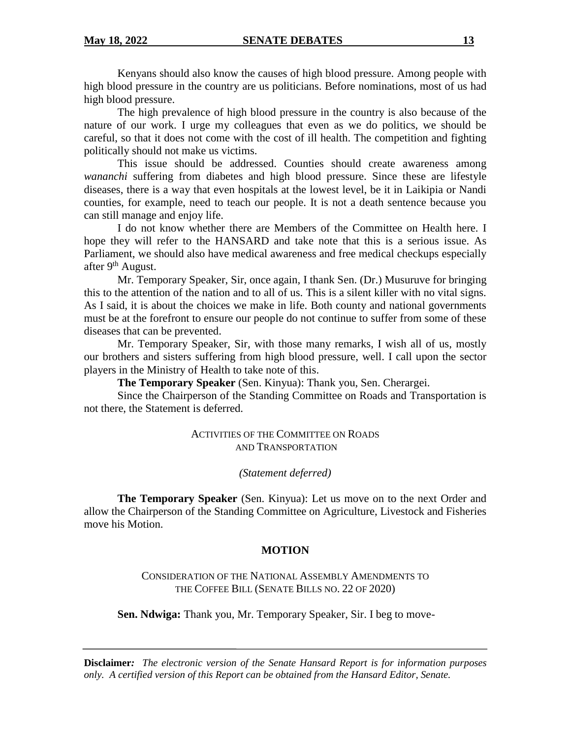Kenyans should also know the causes of high blood pressure. Among people with high blood pressure in the country are us politicians. Before nominations, most of us had high blood pressure.

The high prevalence of high blood pressure in the country is also because of the nature of our work. I urge my colleagues that even as we do politics, we should be careful, so that it does not come with the cost of ill health. The competition and fighting politically should not make us victims.

This issue should be addressed. Counties should create awareness among *wananchi* suffering from diabetes and high blood pressure. Since these are lifestyle diseases, there is a way that even hospitals at the lowest level, be it in Laikipia or Nandi counties, for example, need to teach our people. It is not a death sentence because you can still manage and enjoy life.

I do not know whether there are Members of the Committee on Health here. I hope they will refer to the HANSARD and take note that this is a serious issue. As Parliament, we should also have medical awareness and free medical checkups especially after 9th August.

Mr. Temporary Speaker, Sir, once again, I thank Sen. (Dr.) Musuruve for bringing this to the attention of the nation and to all of us. This is a silent killer with no vital signs. As I said, it is about the choices we make in life. Both county and national governments must be at the forefront to ensure our people do not continue to suffer from some of these diseases that can be prevented.

Mr. Temporary Speaker, Sir, with those many remarks, I wish all of us, mostly our brothers and sisters suffering from high blood pressure, well. I call upon the sector players in the Ministry of Health to take note of this.

**The Temporary Speaker** (Sen. Kinyua): Thank you, Sen. Cherargei.

Since the Chairperson of the Standing Committee on Roads and Transportation is not there, the Statement is deferred.

ACTIVITIES OF THE COMMITTEE ON ROADS AND TRANSPORTATION

*(Statement deferred)*

**The Temporary Speaker** (Sen. Kinyua): Let us move on to the next Order and allow the Chairperson of the Standing Committee on Agriculture, Livestock and Fisheries move his Motion.

## MOTION

CONSIDERATION OF THE NATIONAL ASSEMBLY AMENDMENTS TO THE COFFEE BILL (SENATE BILLS NO. 22 OF 2020)

**Sen. Ndwiga:** Thank you, Mr. Temporary Speaker, Sir. I beg to move-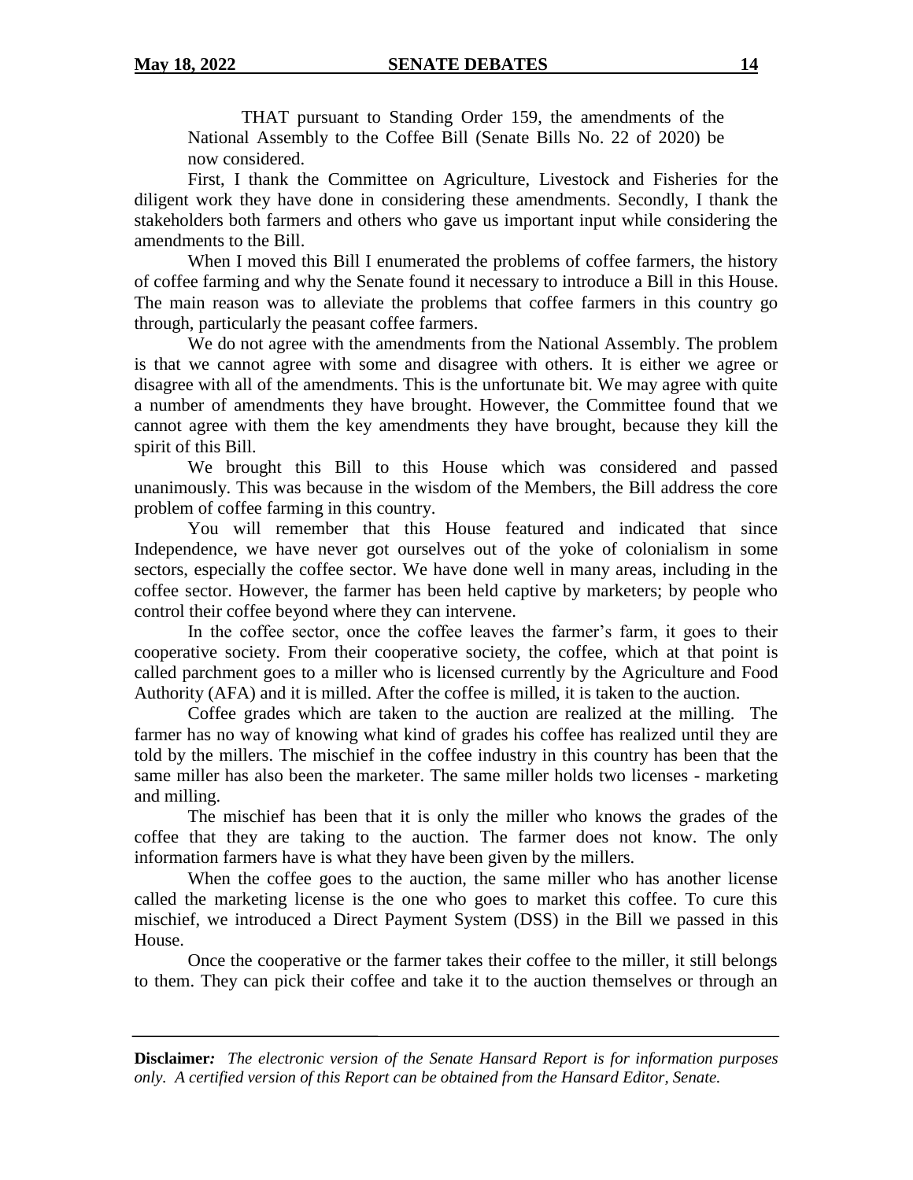THAT pursuant to Standing Order 159, the amendments of the National Assembly to the Coffee Bill (Senate Bills No. 22 of 2020) be now considered.

First, I thank the Committee on Agriculture, Livestock and Fisheries for the diligent work they have done in considering these amendments. Secondly, I thank the stakeholders both farmers and others who gave us important input while considering the amendments to the Bill.

When I moved this Bill I enumerated the problems of coffee farmers, the history of coffee farming and why the Senate found it necessary to introduce a Bill in this House. The main reason was to alleviate the problems that coffee farmers in this country go through, particularly the peasant coffee farmers.

We do not agree with the amendments from the National Assembly. The problem is that we cannot agree with some and disagree with others. It is either we agree or disagree with all of the amendments. This is the unfortunate bit. We may agree with quite a number of amendments they have brought. However, the Committee found that we cannot agree with them the key amendments they have brought, because they kill the spirit of this Bill.

We brought this Bill to this House which was considered and passed unanimously. This was because in the wisdom of the Members, the Bill address the core problem of coffee farming in this country.

You will remember that this House featured and indicated that since Independence, we have never got ourselves out of the yoke of colonialism in some sectors, especially the coffee sector. We have done well in many areas, including in the coffee sector. However, the farmer has been held captive by marketers; by people who control their coffee beyond where they can intervene.

In the coffee sector, once the coffee leaves the farmer's farm, it goes to their cooperative society. From their cooperative society, the coffee, which at that point is called parchment goes to a miller who is licensed currently by the Agriculture and Food Authority (AFA) and it is milled. After the coffee is milled, it is taken to the auction.

Coffee grades which are taken to the auction are realized at the milling. The farmer has no way of knowing what kind of grades his coffee has realized until they are told by the millers. The mischief in the coffee industry in this country has been that the same miller has also been the marketer. The same miller holds two licenses - marketing and milling.

The mischief has been that it is only the miller who knows the grades of the coffee that they are taking to the auction. The farmer does not know. The only information farmers have is what they have been given by the millers.

When the coffee goes to the auction, the same miller who has another license called the marketing license is the one who goes to market this coffee. To cure this mischief, we introduced a Direct Payment System (DSS) in the Bill we passed in this House.

Once the cooperative or the farmer takes their coffee to the miller, it still belongs to them. They can pick their coffee and take it to the auction themselves or through an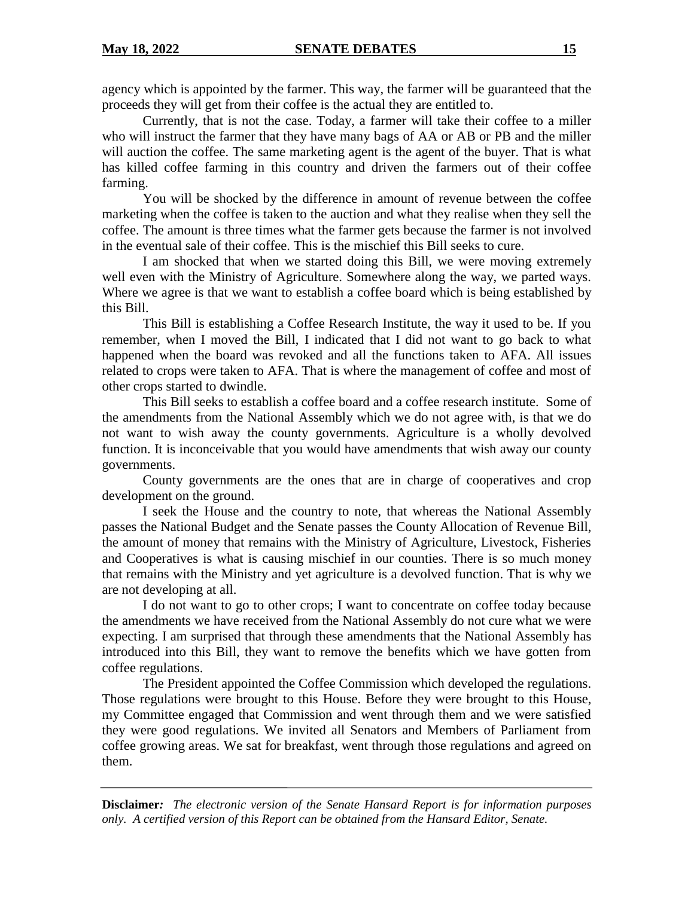agency which is appointed by the farmer. This way, the farmer will be guaranteed that the proceeds they will get from their coffee is the actual they are entitled to.

Currently, that is not the case. Today, a farmer will take their coffee to a miller who will instruct the farmer that they have many bags of AA or AB or PB and the miller will auction the coffee. The same marketing agent is the agent of the buyer. That is what has killed coffee farming in this country and driven the farmers out of their coffee farming.

You will be shocked by the difference in amount of revenue between the coffee marketing when the coffee is taken to the auction and what they realise when they sell the coffee. The amount is three times what the farmer gets because the farmer is not involved in the eventual sale of their coffee. This is the mischief this Bill seeks to cure.

I am shocked that when we started doing this Bill, we were moving extremely well even with the Ministry of Agriculture. Somewhere along the way, we parted ways. Where we agree is that we want to establish a coffee board which is being established by this Bill.

This Bill is establishing a Coffee Research Institute, the way it used to be. If you remember, when I moved the Bill, I indicated that I did not want to go back to what happened when the board was revoked and all the functions taken to AFA. All issues related to crops were taken to AFA. That is where the management of coffee and most of other crops started to dwindle.

This Bill seeks to establish a coffee board and a coffee research institute. Some of the amendments from the National Assembly which we do not agree with, is that we do not want to wish away the county governments. Agriculture is a wholly devolved function. It is inconceivable that you would have amendments that wish away our county governments.

County governments are the ones that are in charge of cooperatives and crop development on the ground.

I seek the House and the country to note, that whereas the National Assembly passes the National Budget and the Senate passes the County Allocation of Revenue Bill, the amount of money that remains with the Ministry of Agriculture, Livestock, Fisheries and Cooperatives is what is causing mischief in our counties. There is so much money that remains with the Ministry and yet agriculture is a devolved function. That is why we are not developing at all.

I do not want to go to other crops; I want to concentrate on coffee today because the amendments we have received from the National Assembly do not cure what we were expecting. I am surprised that through these amendments that the National Assembly has introduced into this Bill, they want to remove the benefits which we have gotten from coffee regulations.

The President appointed the Coffee Commission which developed the regulations. Those regulations were brought to this House. Before they were brought to this House, my Committee engaged that Commission and went through them and we were satisfied they were good regulations. We invited all Senators and Members of Parliament from coffee growing areas. We sat for breakfast, went through those regulations and agreed on them.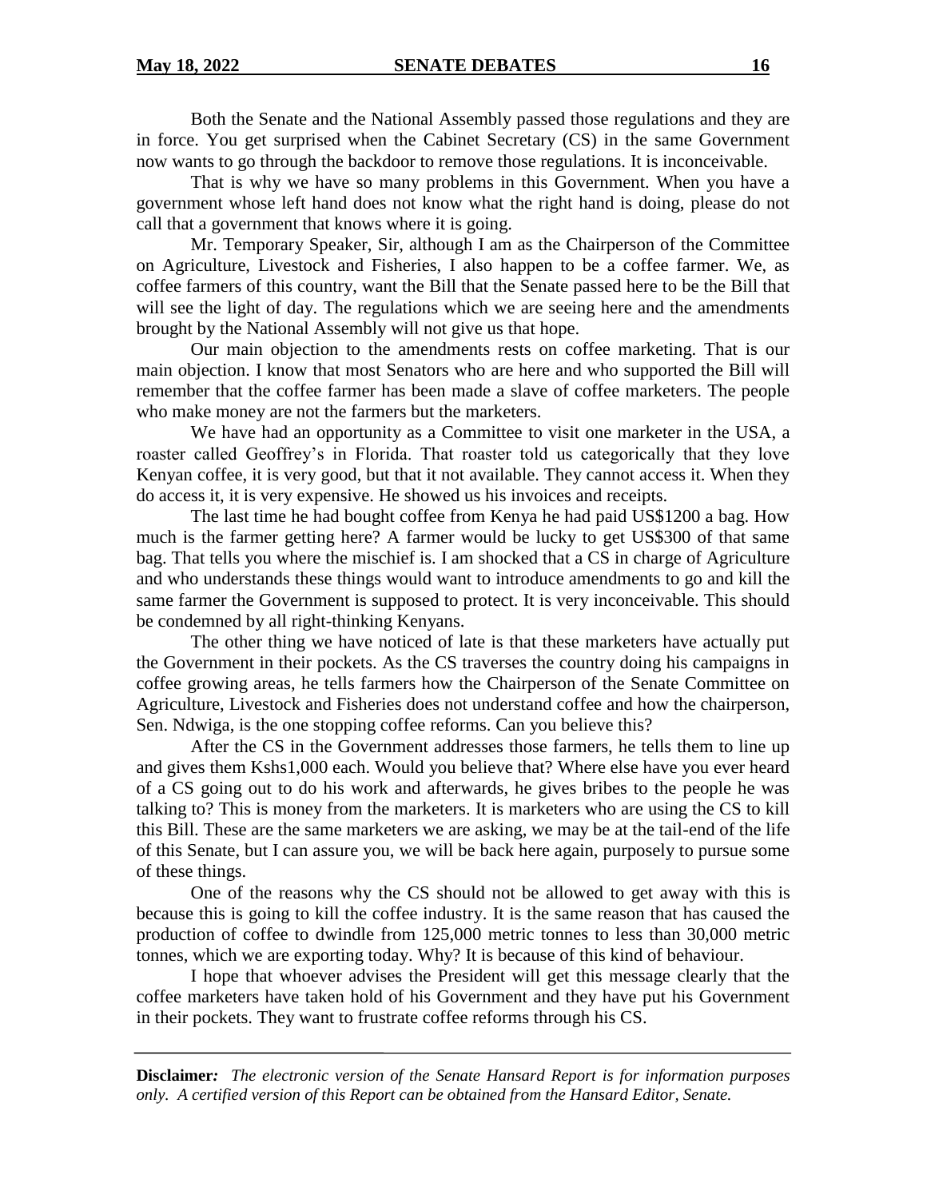Both the Senate and the National Assembly passed those regulations and they are in force. You get surprised when the Cabinet Secretary (CS) in the same Government now wants to go through the backdoor to remove those regulations. It is inconceivable.

That is why we have so many problems in this Government. When you have a government whose left hand does not know what the right hand is doing, please do not call that a government that knows where it is going.

Mr. Temporary Speaker, Sir, although I am as the Chairperson of the Committee on Agriculture, Livestock and Fisheries, I also happen to be a coffee farmer. We, as coffee farmers of this country, want the Bill that the Senate passed here to be the Bill that will see the light of day. The regulations which we are seeing here and the amendments brought by the National Assembly will not give us that hope.

Our main objection to the amendments rests on coffee marketing. That is our main objection. I know that most Senators who are here and who supported the Bill will remember that the coffee farmer has been made a slave of coffee marketers. The people who make money are not the farmers but the marketers.

We have had an opportunity as a Committee to visit one marketer in the USA, a roaster called Geoffrey's in Florida. That roaster told us categorically that they love Kenyan coffee, it is very good, but that it not available. They cannot access it. When they do access it, it is very expensive. He showed us his invoices and receipts.

The last time he had bought coffee from Kenya he had paid US$1200 a bag. How much is the farmer getting here? A farmer would be lucky to get US$300 of that same bag. That tells you where the mischief is. I am shocked that a CS in charge of Agriculture and who understands these things would want to introduce amendments to go and kill the same farmer the Government is supposed to protect. It is very inconceivable. This should be condemned by all right-thinking Kenyans.

The other thing we have noticed of late is that these marketers have actually put the Government in their pockets. As the CS traverses the country doing his campaigns in coffee growing areas, he tells farmers how the Chairperson of the Senate Committee on Agriculture, Livestock and Fisheries does not understand coffee and how the chairperson, Sen. Ndwiga, is the one stopping coffee reforms. Can you believe this?

After the CS in the Government addresses those farmers, he tells them to line up and gives them Kshs1,000 each. Would you believe that? Where else have you ever heard of a CS going out to do his work and afterwards, he gives bribes to the people he was talking to? This is money from the marketers. It is marketers who are using the CS to kill this Bill. These are the same marketers we are asking, we may be at the tail-end of the life of this Senate, but I can assure you, we will be back here again, purposely to pursue some of these things.

One of the reasons why the CS should not be allowed to get away with this is because this is going to kill the coffee industry. It is the same reason that has caused the production of coffee to dwindle from 125,000 metric tonnes to less than 30,000 metric tonnes, which we are exporting today. Why? It is because of this kind of behaviour.

I hope that whoever advises the President will get this message clearly that the coffee marketers have taken hold of his Government and they have put his Government in their pockets. They want to frustrate coffee reforms through his CS.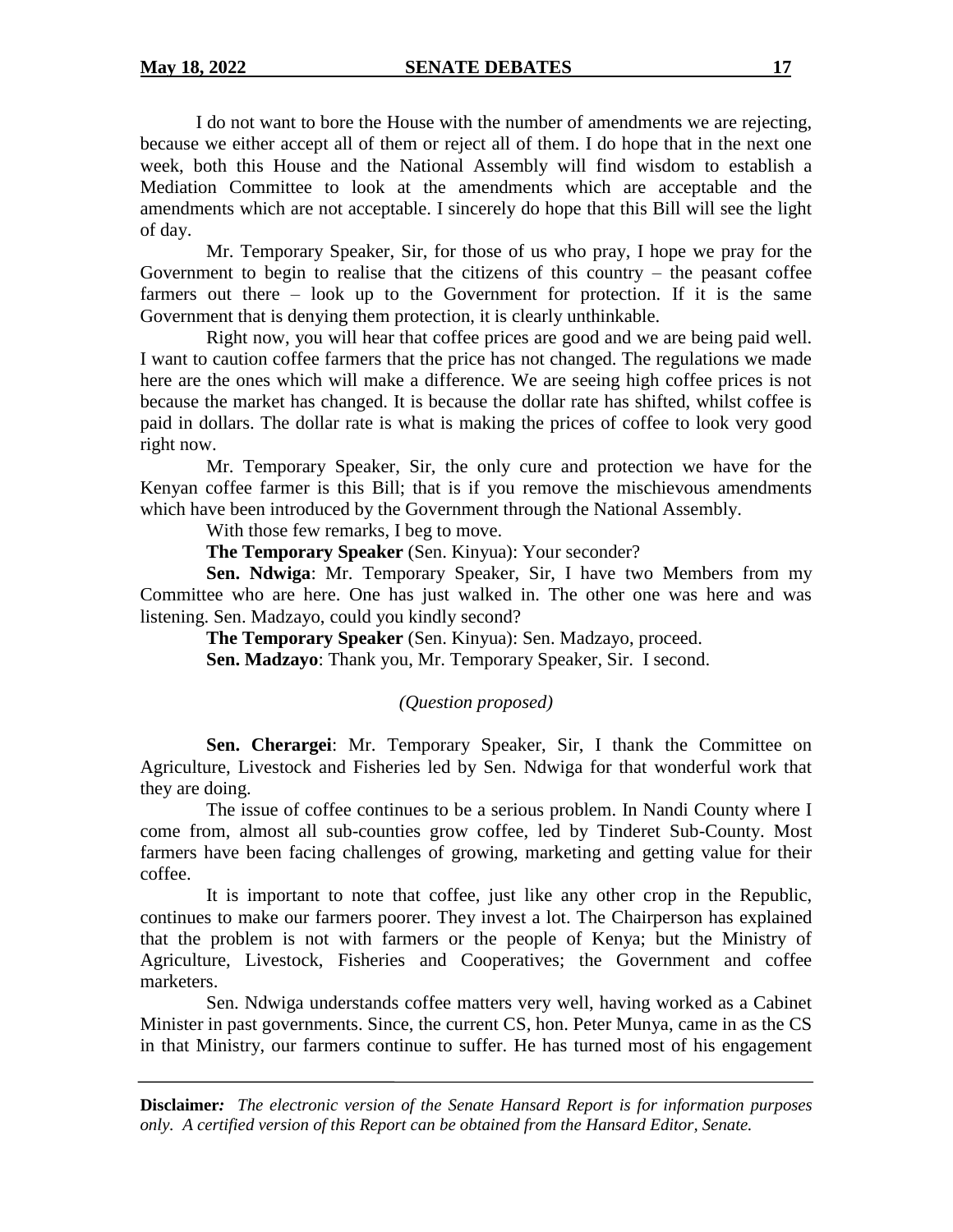I do not want to bore the House with the number of amendments we are rejecting, because we either accept all of them or reject all of them. I do hope that in the next one week, both this House and the National Assembly will find wisdom to establish a Mediation Committee to look at the amendments which are acceptable and the amendments which are not acceptable. I sincerely do hope that this Bill will see the light of day.

Mr. Temporary Speaker, Sir, for those of us who pray, I hope we pray for the Government to begin to realise that the citizens of this country – the peasant coffee farmers out there – look up to the Government for protection. If it is the same Government that is denying them protection, it is clearly unthinkable.

Right now, you will hear that coffee prices are good and we are being paid well. I want to caution coffee farmers that the price has not changed. The regulations we made here are the ones which will make a difference. We are seeing high coffee prices is not because the market has changed. It is because the dollar rate has shifted, whilst coffee is paid in dollars. The dollar rate is what is making the prices of coffee to look very good right now.

Mr. Temporary Speaker, Sir, the only cure and protection we have for the Kenyan coffee farmer is this Bill; that is if you remove the mischievous amendments which have been introduced by the Government through the National Assembly.

With those few remarks, I beg to move.

**The Temporary Speaker** (Sen. Kinyua): Your seconder?

**Sen. Ndwiga**: Mr. Temporary Speaker, Sir, I have two Members from my Committee who are here. One has just walked in. The other one was here and was listening. Sen. Madzayo, could you kindly second?

**The Temporary Speaker** (Sen. Kinyua): Sen. Madzayo, proceed.

**Sen. Madzayo**: Thank you, Mr. Temporary Speaker, Sir. I second.

*(Question proposed)*

**Sen. Cherargei**: Mr. Temporary Speaker, Sir, I thank the Committee on Agriculture, Livestock and Fisheries led by Sen. Ndwiga for that wonderful work that they are doing.

The issue of coffee continues to be a serious problem. In Nandi County where I come from, almost all sub-counties grow coffee, led by Tinderet Sub-County. Most farmers have been facing challenges of growing, marketing and getting value for their coffee.

It is important to note that coffee, just like any other crop in the Republic, continues to make our farmers poorer. They invest a lot. The Chairperson has explained that the problem is not with farmers or the people of Kenya; but the Ministry of Agriculture, Livestock, Fisheries and Cooperatives; the Government and coffee marketers.

Sen. Ndwiga understands coffee matters very well, having worked as a Cabinet Minister in past governments. Since, the current CS, hon. Peter Munya, came in as the CS in that Ministry, our farmers continue to suffer. He has turned most of his engagement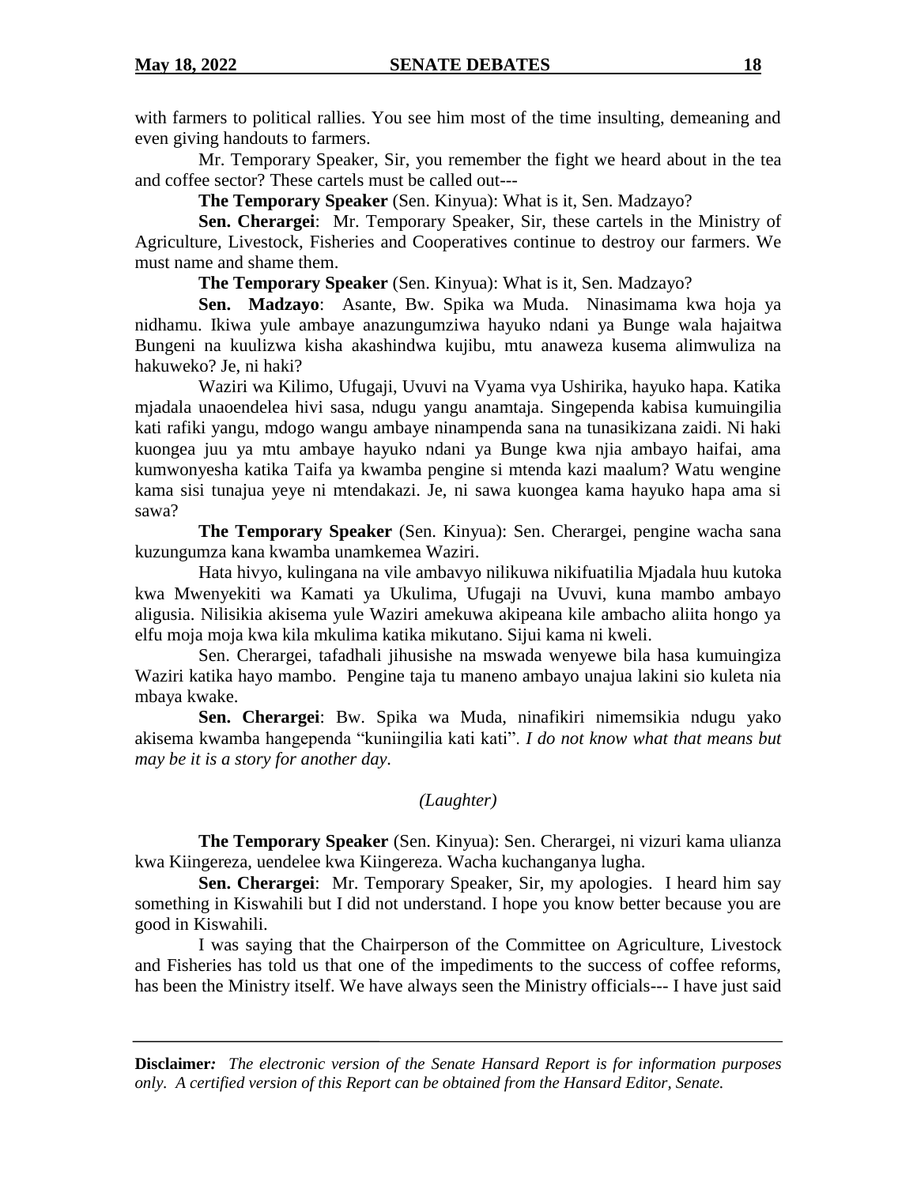with farmers to political rallies. You see him most of the time insulting, demeaning and even giving handouts to farmers.

Mr. Temporary Speaker, Sir, you remember the fight we heard about in the tea and coffee sector? These cartels must be called out---

**The Temporary Speaker** (Sen. Kinyua): What is it, Sen. Madzayo?

**Sen. Cherargei**: Mr. Temporary Speaker, Sir, these cartels in the Ministry of Agriculture, Livestock, Fisheries and Cooperatives continue to destroy our farmers. We must name and shame them.

**The Temporary Speaker** (Sen. Kinyua): What is it, Sen. Madzayo?

**Sen. Madzayo**: Asante, Bw. Spika wa Muda. Ninasimama kwa hoja ya nidhamu. Ikiwa yule ambaye anazungumziwa hayuko ndani ya Bunge wala hajaitwa Bungeni na kuulizwa kisha akashindwa kujibu, mtu anaweza kusema alimwuliza na hakuweko? Je, ni haki?

Waziri wa Kilimo, Ufugaji, Uvuvi na Vyama vya Ushirika, hayuko hapa. Katika mjadala unaoendelea hivi sasa, ndugu yangu anamtaja. Singependa kabisa kumuingilia kati rafiki yangu, mdogo wangu ambaye ninampenda sana na tunasikizana zaidi. Ni haki kuongea juu ya mtu ambaye hayuko ndani ya Bunge kwa njia ambayo haifai, ama kumwonyesha katika Taifa ya kwamba pengine si mtenda kazi maalum? Watu wengine kama sisi tunajua yeye ni mtendakazi. Je, ni sawa kuongea kama hayuko hapa ama si sawa?

**The Temporary Speaker** (Sen. Kinyua): Sen. Cherargei, pengine wacha sana kuzungumza kana kwamba unamkemea Waziri.

Hata hivyo, kulingana na vile ambavyo nilikuwa nikifuatilia Mjadala huu kutoka kwa Mwenyekiti wa Kamati ya Ukulima, Ufugaji na Uvuvi, kuna mambo ambayo aligusia. Nilisikia akisema yule Waziri amekuwa akipeana kile ambacho aliita hongo ya elfu moja moja kwa kila mkulima katika mikutano. Sijui kama ni kweli.

Sen. Cherargei, tafadhali jihusishe na mswada wenyewe bila hasa kumuingiza Waziri katika hayo mambo. Pengine taja tu maneno ambayo unajua lakini sio kuleta nia mbaya kwake.

**Sen. Cherargei**: Bw. Spika wa Muda, ninafikiri nimemsikia ndugu yako akisema kwamba hangependa "kuniingilia kati kati". *I do not know what that means but may be it is a story for another day.*

*(Laughter)*

**The Temporary Speaker** (Sen. Kinyua): Sen. Cherargei, ni vizuri kama ulianza kwa Kiingereza, uendelee kwa Kiingereza. Wacha kuchanganya lugha.

**Sen. Cherargei**: Mr. Temporary Speaker, Sir, my apologies. I heard him say something in Kiswahili but I did not understand. I hope you know better because you are good in Kiswahili.

I was saying that the Chairperson of the Committee on Agriculture, Livestock and Fisheries has told us that one of the impediments to the success of coffee reforms, has been the Ministry itself. We have always seen the Ministry officials--- I have just said

**Disclaimer***:* *The electronic version of the Senate Hansard Report is for information purposes only. A certified version of this Report can be obtained from the Hansard Editor, Senate.*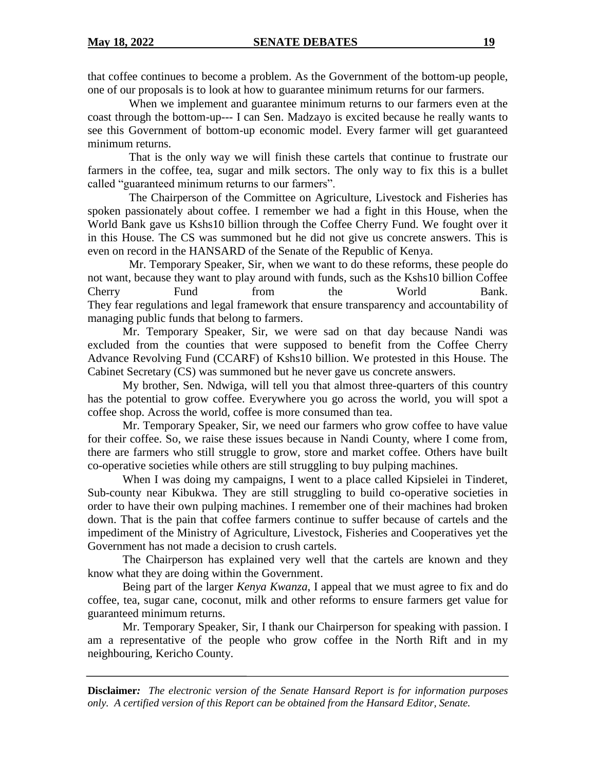that coffee continues to become a problem. As the Government of the bottom-up people, one of our proposals is to look at how to guarantee minimum returns for our farmers.

When we implement and guarantee minimum returns to our farmers even at the coast through the bottom-up--- I can Sen. Madzayo is excited because he really wants to see this Government of bottom-up economic model. Every farmer will get guaranteed minimum returns.

That is the only way we will finish these cartels that continue to frustrate our farmers in the coffee, tea, sugar and milk sectors. The only way to fix this is a bullet called "guaranteed minimum returns to our farmers".

The Chairperson of the Committee on Agriculture, Livestock and Fisheries has spoken passionately about coffee. I remember we had a fight in this House, when the World Bank gave us Kshs10 billion through the Coffee Cherry Fund. We fought over it in this House. The CS was summoned but he did not give us concrete answers. This is even on record in the HANSARD of the Senate of the Republic of Kenya.

Mr. Temporary Speaker, Sir, when we want to do these reforms, these people do not want, because they want to play around with funds, such as the Kshs10 billion Coffee Cherry Fund from the World Bank. They fear regulations and legal framework that ensure transparency and accountability of managing public funds that belong to farmers.

Mr. Temporary Speaker, Sir, we were sad on that day because Nandi was excluded from the counties that were supposed to benefit from the Coffee Cherry Advance Revolving Fund (CCARF) of Kshs10 billion. We protested in this House. The Cabinet Secretary (CS) was summoned but he never gave us concrete answers.

My brother, Sen. Ndwiga, will tell you that almost three-quarters of this country has the potential to grow coffee. Everywhere you go across the world, you will spot a coffee shop. Across the world, coffee is more consumed than tea.

Mr. Temporary Speaker, Sir, we need our farmers who grow coffee to have value for their coffee. So, we raise these issues because in Nandi County, where I come from, there are farmers who still struggle to grow, store and market coffee. Others have built co-operative societies while others are still struggling to buy pulping machines.

When I was doing my campaigns, I went to a place called Kipsielei in Tinderet, Sub-county near Kibukwa. They are still struggling to build co-operative societies in order to have their own pulping machines. I remember one of their machines had broken down. That is the pain that coffee farmers continue to suffer because of cartels and the impediment of the Ministry of Agriculture, Livestock, Fisheries and Cooperatives yet the Government has not made a decision to crush cartels.

The Chairperson has explained very well that the cartels are known and they know what they are doing within the Government.

Being part of the larger *Kenya Kwanza*, I appeal that we must agree to fix and do coffee, tea, sugar cane, coconut, milk and other reforms to ensure farmers get value for guaranteed minimum returns.

Mr. Temporary Speaker, Sir, I thank our Chairperson for speaking with passion. I am a representative of the people who grow coffee in the North Rift and in my neighbouring, Kericho County.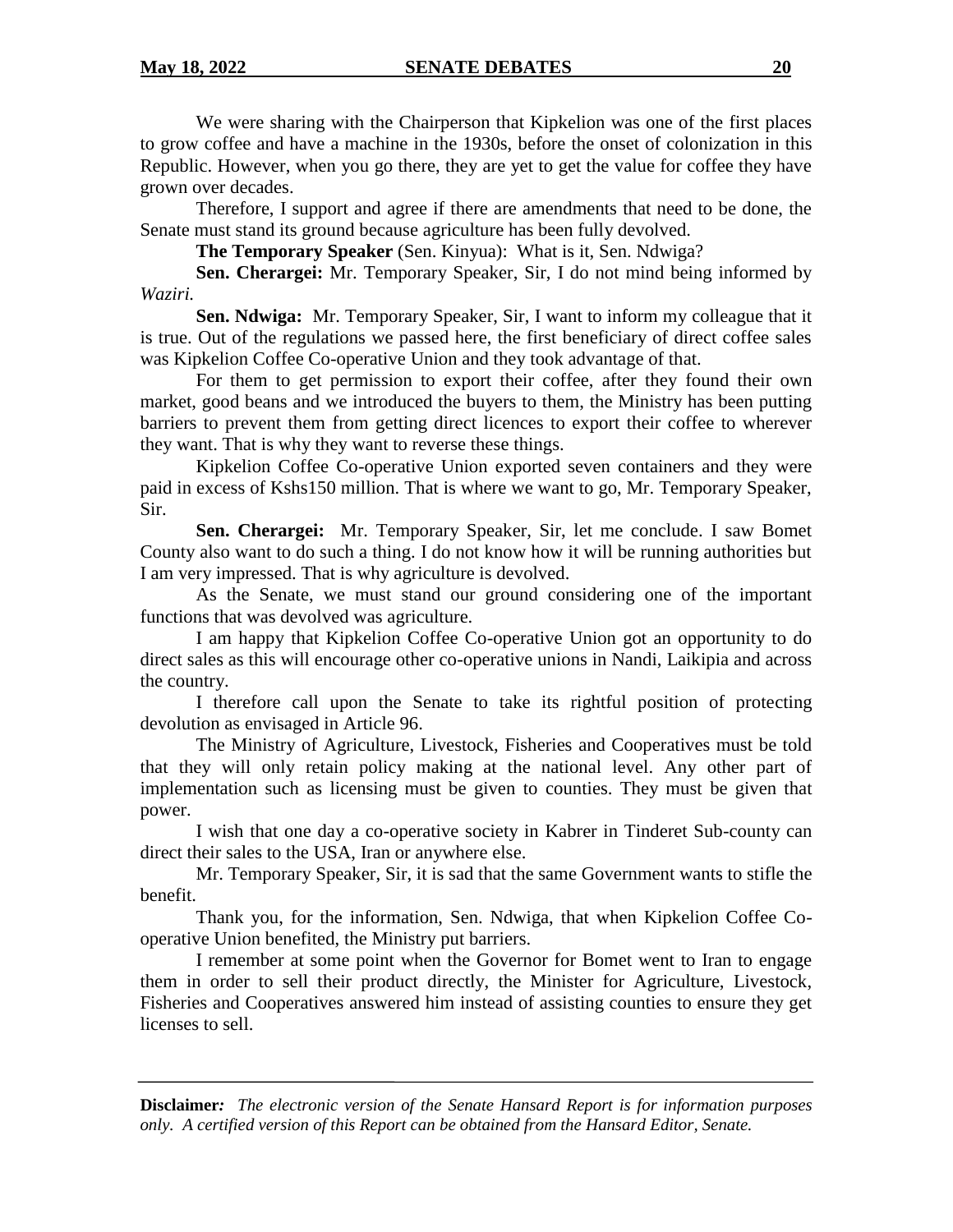We were sharing with the Chairperson that Kipkelion was one of the first places to grow coffee and have a machine in the 1930s, before the onset of colonization in this Republic. However, when you go there, they are yet to get the value for coffee they have grown over decades.

Therefore, I support and agree if there are amendments that need to be done, the Senate must stand its ground because agriculture has been fully devolved.

**The Temporary Speaker** (Sen. Kinyua): What is it, Sen. Ndwiga?

**Sen. Cherargei:** Mr. Temporary Speaker, Sir, I do not mind being informed by *Waziri.*

**Sen. Ndwiga:** Mr. Temporary Speaker, Sir, I want to inform my colleague that it is true. Out of the regulations we passed here, the first beneficiary of direct coffee sales was Kipkelion Coffee Co-operative Union and they took advantage of that.

For them to get permission to export their coffee, after they found their own market, good beans and we introduced the buyers to them, the Ministry has been putting barriers to prevent them from getting direct licences to export their coffee to wherever they want. That is why they want to reverse these things.

Kipkelion Coffee Co-operative Union exported seven containers and they were paid in excess of Kshs150 million. That is where we want to go, Mr. Temporary Speaker, Sir.

**Sen. Cherargei:** Mr. Temporary Speaker, Sir, let me conclude. I saw Bomet County also want to do such a thing. I do not know how it will be running authorities but I am very impressed. That is why agriculture is devolved.

As the Senate, we must stand our ground considering one of the important functions that was devolved was agriculture.

I am happy that Kipkelion Coffee Co-operative Union got an opportunity to do direct sales as this will encourage other co-operative unions in Nandi, Laikipia and across the country.

I therefore call upon the Senate to take its rightful position of protecting devolution as envisaged in Article 96.

The Ministry of Agriculture, Livestock, Fisheries and Cooperatives must be told that they will only retain policy making at the national level. Any other part of implementation such as licensing must be given to counties. They must be given that power.

I wish that one day a co-operative society in Kabrer in Tinderet Sub-county can direct their sales to the USA, Iran or anywhere else.

Mr. Temporary Speaker, Sir, it is sad that the same Government wants to stifle the benefit.

Thank you, for the information, Sen. Ndwiga, that when Kipkelion Coffee Co-operative Union benefited, the Ministry put barriers.

I remember at some point when the Governor for Bomet went to Iran to engage them in order to sell their product directly, the Minister for Agriculture, Livestock, Fisheries and Cooperatives answered him instead of assisting counties to ensure they get licenses to sell.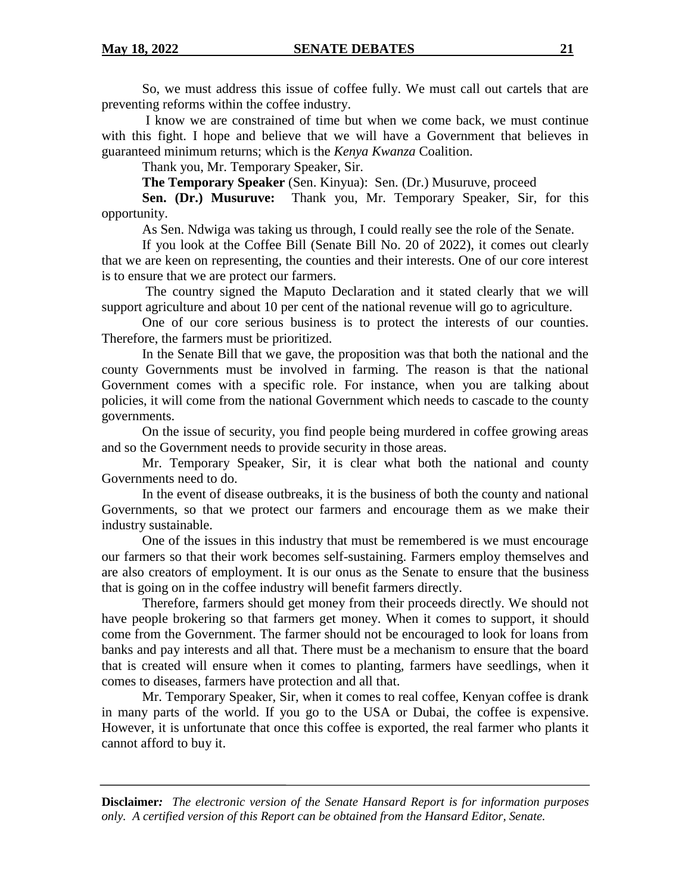So, we must address this issue of coffee fully. We must call out cartels that are preventing reforms within the coffee industry.

I know we are constrained of time but when we come back, we must continue with this fight. I hope and believe that we will have a Government that believes in guaranteed minimum returns; which is the *Kenya Kwanza* Coalition.

Thank you, Mr. Temporary Speaker, Sir.

**The Temporary Speaker** (Sen. Kinyua): Sen. (Dr.) Musuruve, proceed

**Sen. (Dr.) Musuruve:** Thank you, Mr. Temporary Speaker, Sir, for this opportunity.

As Sen. Ndwiga was taking us through, I could really see the role of the Senate.

If you look at the Coffee Bill (Senate Bill No. 20 of 2022), it comes out clearly that we are keen on representing, the counties and their interests. One of our core interest is to ensure that we are protect our farmers.

The country signed the Maputo Declaration and it stated clearly that we will support agriculture and about 10 per cent of the national revenue will go to agriculture.

One of our core serious business is to protect the interests of our counties. Therefore, the farmers must be prioritized.

In the Senate Bill that we gave, the proposition was that both the national and the county Governments must be involved in farming. The reason is that the national Government comes with a specific role. For instance, when you are talking about policies, it will come from the national Government which needs to cascade to the county governments.

On the issue of security, you find people being murdered in coffee growing areas and so the Government needs to provide security in those areas.

Mr. Temporary Speaker, Sir, it is clear what both the national and county Governments need to do.

In the event of disease outbreaks, it is the business of both the county and national Governments, so that we protect our farmers and encourage them as we make their industry sustainable.

One of the issues in this industry that must be remembered is we must encourage our farmers so that their work becomes self-sustaining. Farmers employ themselves and are also creators of employment. It is our onus as the Senate to ensure that the business that is going on in the coffee industry will benefit farmers directly.

Therefore, farmers should get money from their proceeds directly. We should not have people brokering so that farmers get money. When it comes to support, it should come from the Government. The farmer should not be encouraged to look for loans from banks and pay interests and all that. There must be a mechanism to ensure that the board that is created will ensure when it comes to planting, farmers have seedlings, when it comes to diseases, farmers have protection and all that.

Mr. Temporary Speaker, Sir, when it comes to real coffee, Kenyan coffee is drank in many parts of the world. If you go to the USA or Dubai, the coffee is expensive. However, it is unfortunate that once this coffee is exported, the real farmer who plants it cannot afford to buy it.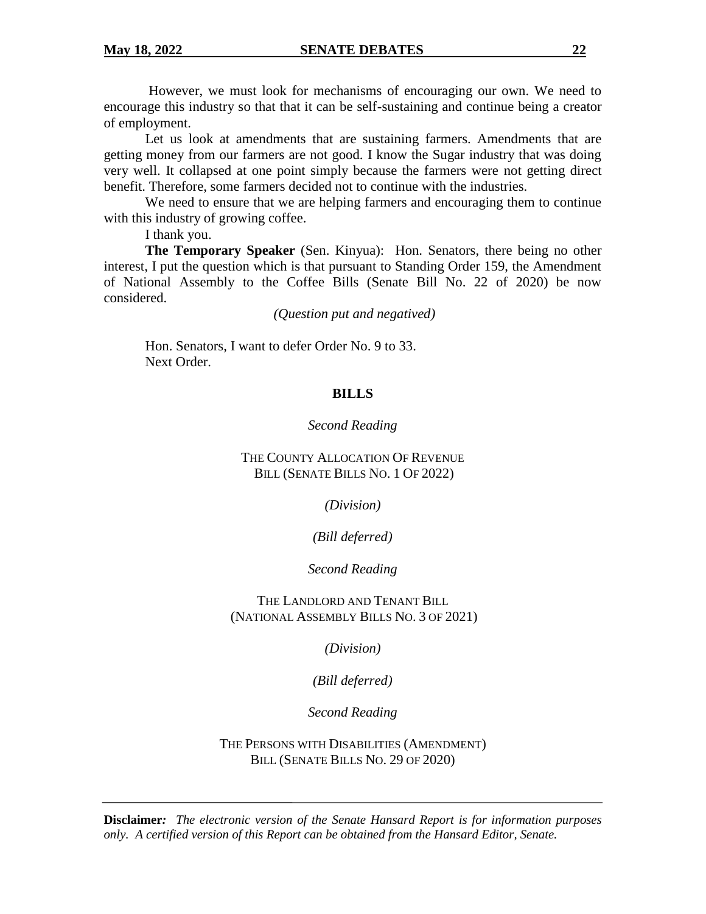However, we must look for mechanisms of encouraging our own. We need to encourage this industry so that that it can be self-sustaining and continue being a creator of employment.

Let us look at amendments that are sustaining farmers. Amendments that are getting money from our farmers are not good. I know the Sugar industry that was doing very well. It collapsed at one point simply because the farmers were not getting direct benefit. Therefore, some farmers decided not to continue with the industries.

We need to ensure that we are helping farmers and encouraging them to continue with this industry of growing coffee.

I thank you.

**The Temporary Speaker** (Sen. Kinyua): Hon. Senators, there being no other interest, I put the question which is that pursuant to Standing Order 159, the Amendment of National Assembly to the Coffee Bills (Senate Bill No. 22 of 2020) be now considered.

*(Question put and negatived)*

Hon. Senators, I want to defer Order No. 9 to 33.
Next Order.

**BILLS**

*Second Reading*

THE COUNTY ALLOCATION OF REVENUE BILL (SENATE BILLS NO. 1 OF 2022)

*(Division)*

*(Bill deferred)*

*Second Reading*

THE LANDLORD AND TENANT BILL (NATIONAL ASSEMBLY BILLS NO. 3 OF 2021)

*(Division)*

*(Bill deferred)*

*Second Reading*

THE PERSONS WITH DISABILITIES (AMENDMENT) BILL (SENATE BILLS NO. 29 OF 2020)

**Disclaimer:** *The electronic version of the Senate Hansard Report is for information purposes only. A certified version of this Report can be obtained from the Hansard Editor, Senate.*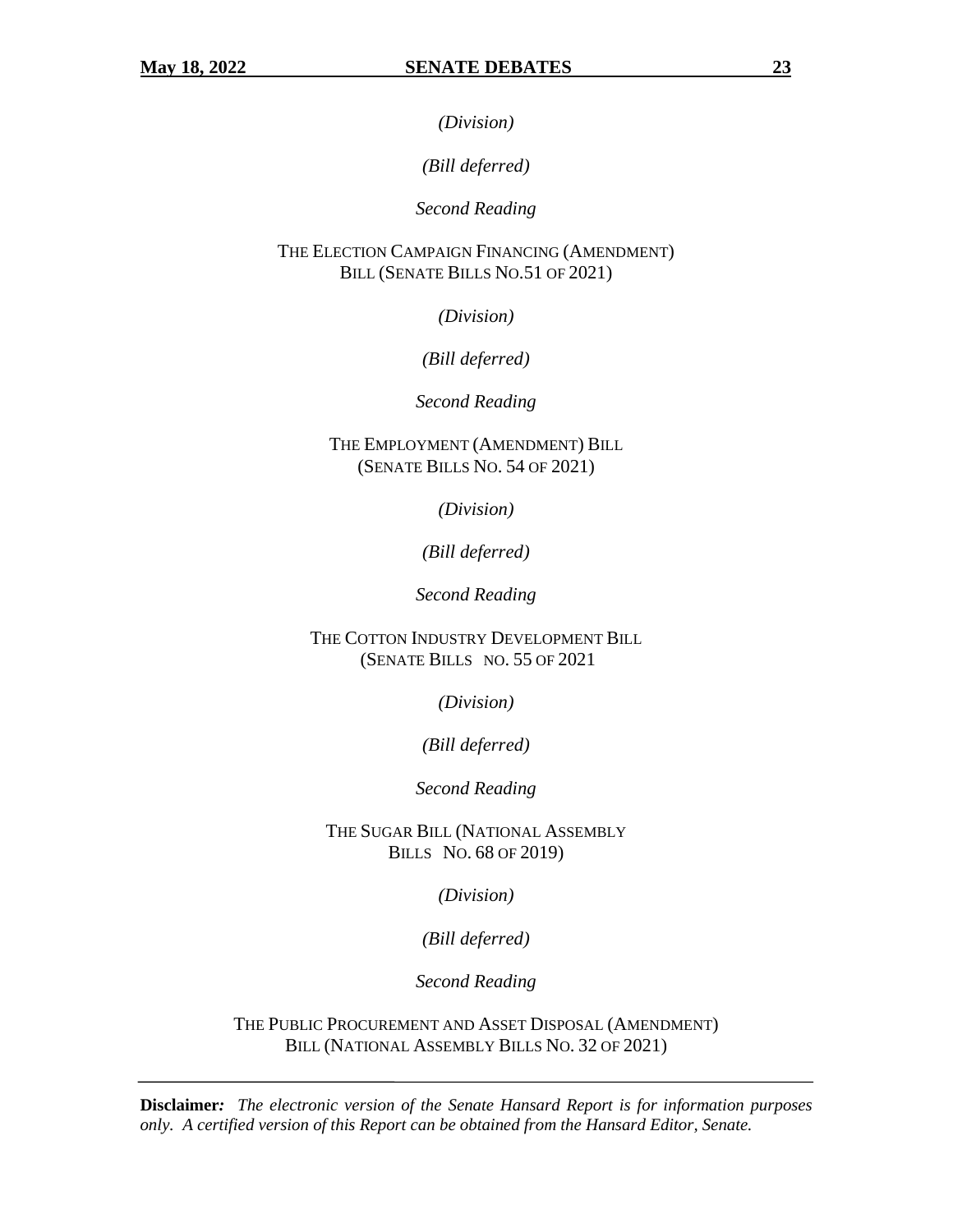*(Division)*

*(Bill deferred)*

*Second Reading*

THE ELECTION CAMPAIGN FINANCING (AMENDMENT) BILL (SENATE BILLS NO.51 OF 2021)

*(Division)*

*(Bill deferred)*

*Second Reading*

THE EMPLOYMENT (AMENDMENT) BILL (SENATE BILLS NO. 54 OF 2021)

*(Division)*

*(Bill deferred)*

*Second Reading*

THE COTTON INDUSTRY DEVELOPMENT BILL (SENATE BILLS NO. 55 OF 2021

*(Division)*

*(Bill deferred)*

*Second Reading*

THE SUGAR BILL (NATIONAL ASSEMBLY BILLS NO. 68 OF 2019)

*(Division)*

*(Bill deferred)*

*Second Reading*

THE PUBLIC PROCUREMENT AND ASSET DISPOSAL (AMENDMENT) BILL (NATIONAL ASSEMBLY BILLS NO. 32 OF 2021)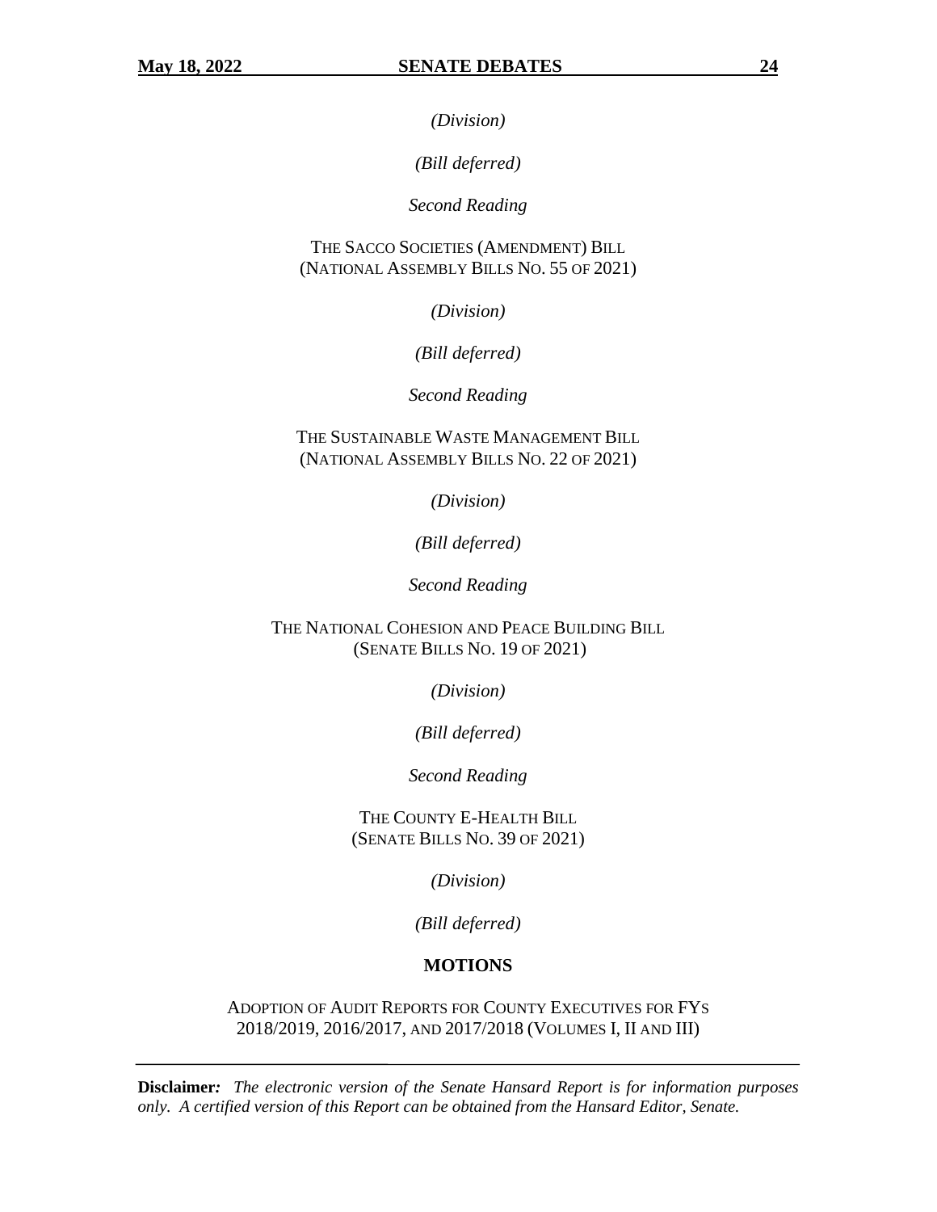*(Division)*

*(Bill deferred)*

*Second Reading*

THE SACCO SOCIETIES (AMENDMENT) BILL
(NATIONAL ASSEMBLY BILLS NO. 55 OF 2021)

*(Division)*

*(Bill deferred)*

*Second Reading*

THE SUSTAINABLE WASTE MANAGEMENT BILL
(NATIONAL ASSEMBLY BILLS NO. 22 OF 2021)

*(Division)*

*(Bill deferred)*

*Second Reading*

THE NATIONAL COHESION AND PEACE BUILDING BILL
(SENATE BILLS NO. 19 OF 2021)

*(Division)*

*(Bill deferred)*

*Second Reading*

THE COUNTY E-HEALTH BILL
(SENATE BILLS NO. 39 OF 2021)

*(Division)*

*(Bill deferred)*

## MOTIONS

ADOPTION OF AUDIT REPORTS FOR COUNTY EXECUTIVES FOR FYS 2018/2019, 2016/2017, AND 2017/2018 (VOLUMES I, II AND III)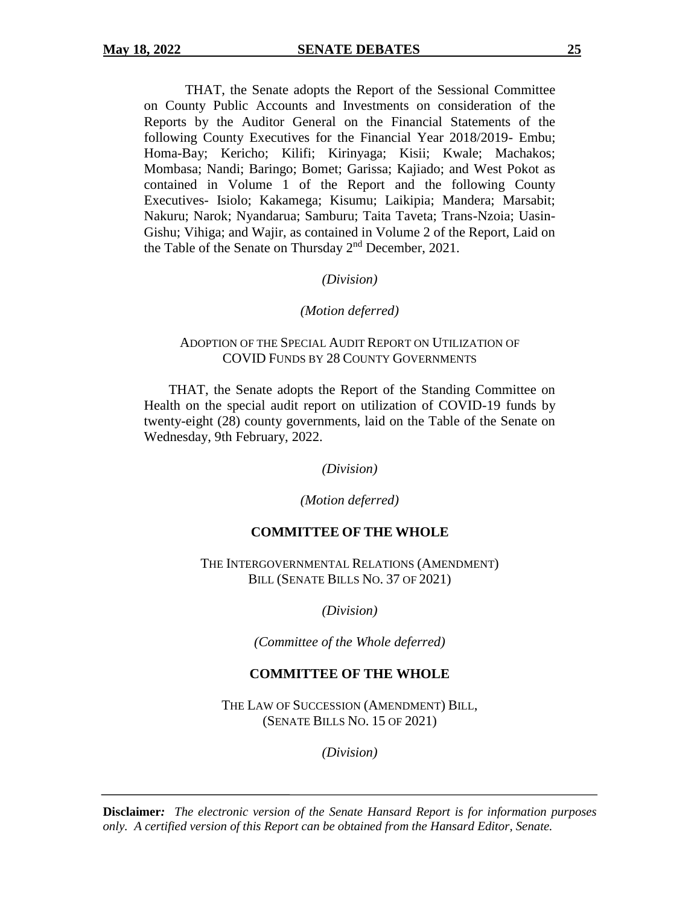THAT, the Senate adopts the Report of the Sessional Committee on County Public Accounts and Investments on consideration of the Reports by the Auditor General on the Financial Statements of the following County Executives for the Financial Year 2018/2019- Embu; Homa-Bay; Kericho; Kilifi; Kirinyaga; Kisii; Kwale; Machakos; Mombasa; Nandi; Baringo; Bomet; Garissa; Kajiado; and West Pokot as contained in Volume 1 of the Report and the following County Executives- Isiolo; Kakamega; Kisumu; Laikipia; Mandera; Marsabit; Nakuru; Narok; Nyandarua; Samburu; Taita Taveta; Trans-Nzoia; Uasin-Gishu; Vihiga; and Wajir, as contained in Volume 2 of the Report, Laid on the Table of the Senate on Thursday 2nd December, 2021.

*(Division)*

*(Motion deferred)*

ADOPTION OF THE SPECIAL AUDIT REPORT ON UTILIZATION OF COVID FUNDS BY 28 COUNTY GOVERNMENTS

THAT, the Senate adopts the Report of the Standing Committee on Health on the special audit report on utilization of COVID-19 funds by twenty-eight (28) county governments, laid on the Table of the Senate on Wednesday, 9th February, 2022.

*(Division)*

*(Motion deferred)*

**COMMITTEE OF THE WHOLE**

THE INTERGOVERNMENTAL RELATIONS (AMENDMENT) BILL (SENATE BILLS NO. 37 OF 2021)

*(Division)*

*(Committee of the Whole deferred)*

**COMMITTEE OF THE WHOLE**

THE LAW OF SUCCESSION (AMENDMENT) BILL, (SENATE BILLS NO. 15 OF 2021)

*(Division)*

**Disclaimer:** *The electronic version of the Senate Hansard Report is for information purposes only. A certified version of this Report can be obtained from the Hansard Editor, Senate.*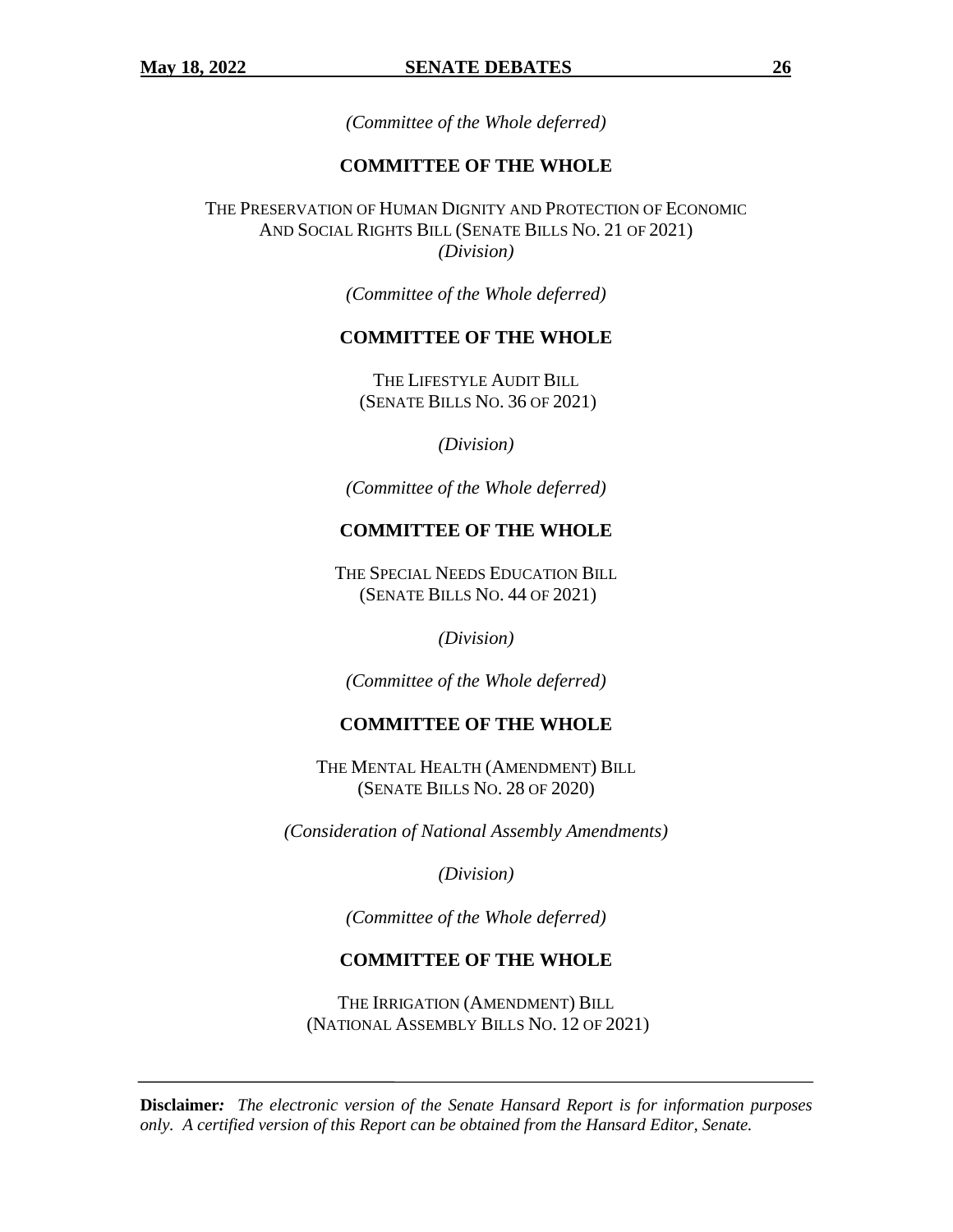*(Committee of the Whole deferred)*

## COMMITTEE OF THE WHOLE

THE PRESERVATION OF HUMAN DIGNITY AND PROTECTION OF ECONOMIC AND SOCIAL RIGHTS BILL (SENATE BILLS NO. 21 OF 2021)
*(Division)*

*(Committee of the Whole deferred)*

## COMMITTEE OF THE WHOLE

THE LIFESTYLE AUDIT BILL
(SENATE BILLS NO. 36 OF 2021)

*(Division)*

*(Committee of the Whole deferred)*

## COMMITTEE OF THE WHOLE

THE SPECIAL NEEDS EDUCATION BILL
(SENATE BILLS NO. 44 OF 2021)

*(Division)*

*(Committee of the Whole deferred)*

## COMMITTEE OF THE WHOLE

THE MENTAL HEALTH (AMENDMENT) BILL
(SENATE BILLS NO. 28 OF 2020)

*(Consideration of National Assembly Amendments)*

*(Division)*

*(Committee of the Whole deferred)*

## COMMITTEE OF THE WHOLE

THE IRRIGATION (AMENDMENT) BILL
(NATIONAL ASSEMBLY BILLS NO. 12 OF 2021)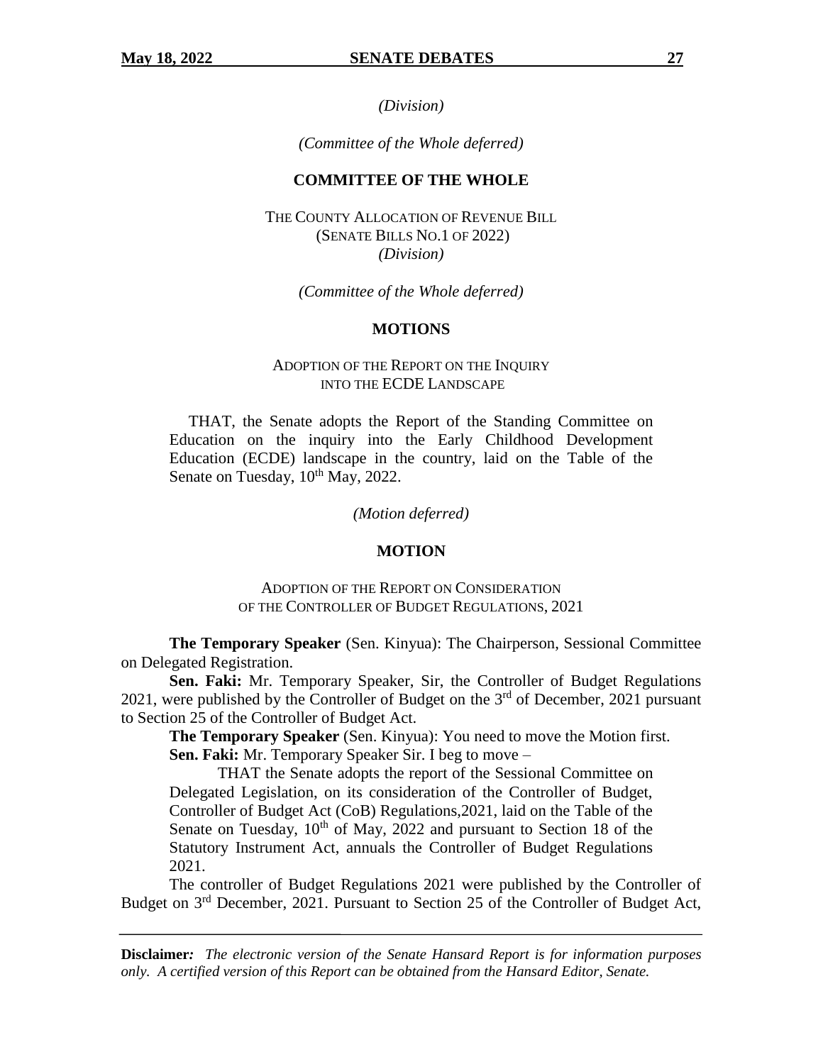*(Division)*

*(Committee of the Whole deferred)*

## COMMITTEE OF THE WHOLE

THE COUNTY ALLOCATION OF REVENUE BILL
(SENATE BILLS NO.1 OF 2022)
*(Division)*

*(Committee of the Whole deferred)*

## MOTIONS

ADOPTION OF THE REPORT ON THE INQUIRY
INTO THE ECDE LANDSCAPE

THAT, the Senate adopts the Report of the Standing Committee on Education on the inquiry into the Early Childhood Development Education (ECDE) landscape in the country, laid on the Table of the Senate on Tuesday, 10th May, 2022.

*(Motion deferred)*

## MOTION

ADOPTION OF THE REPORT ON CONSIDERATION
OF THE CONTROLLER OF BUDGET REGULATIONS, 2021

**The Temporary Speaker** (Sen. Kinyua): The Chairperson, Sessional Committee on Delegated Registration.

**Sen. Faki:** Mr. Temporary Speaker, Sir, the Controller of Budget Regulations 2021, were published by the Controller of Budget on the 3rd of December, 2021 pursuant to Section 25 of the Controller of Budget Act.

**The Temporary Speaker** (Sen. Kinyua): You need to move the Motion first.

**Sen. Faki:** Mr. Temporary Speaker Sir. I beg to move –

> THAT the Senate adopts the report of the Sessional Committee on Delegated Legislation, on its consideration of the Controller of Budget, Controller of Budget Act (CoB) Regulations,2021, laid on the Table of the Senate on Tuesday, 10th of May, 2022 and pursuant to Section 18 of the Statutory Instrument Act, annuals the Controller of Budget Regulations 2021.

The controller of Budget Regulations 2021 were published by the Controller of Budget on 3rd December, 2021. Pursuant to Section 25 of the Controller of Budget Act,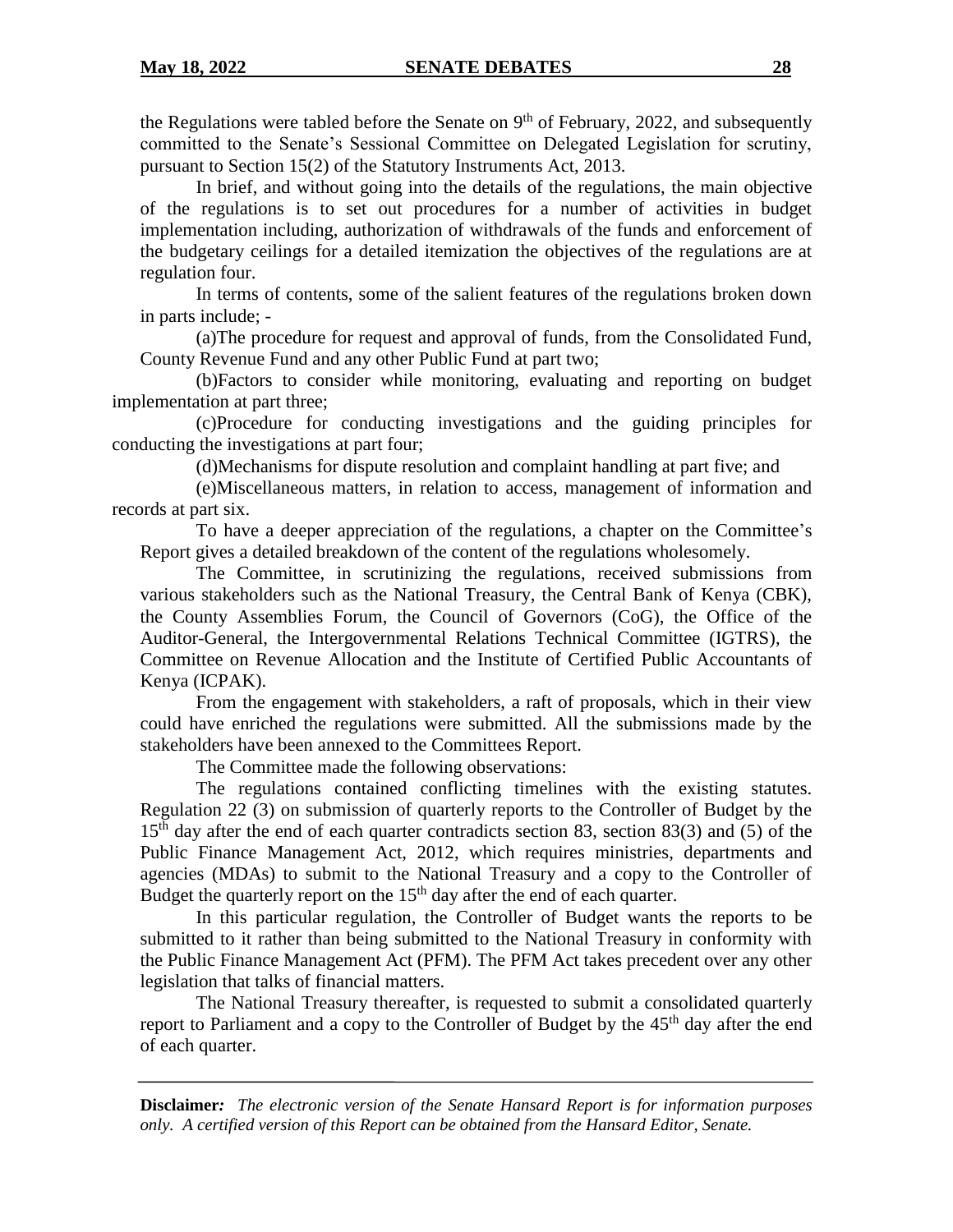the Regulations were tabled before the Senate on 9th of February, 2022, and subsequently committed to the Senate's Sessional Committee on Delegated Legislation for scrutiny, pursuant to Section 15(2) of the Statutory Instruments Act, 2013.

In brief, and without going into the details of the regulations, the main objective of the regulations is to set out procedures for a number of activities in budget implementation including, authorization of withdrawals of the funds and enforcement of the budgetary ceilings for a detailed itemization the objectives of the regulations are at regulation four.

In terms of contents, some of the salient features of the regulations broken down in parts include; -

(a)The procedure for request and approval of funds, from the Consolidated Fund, County Revenue Fund and any other Public Fund at part two;

(b)Factors to consider while monitoring, evaluating and reporting on budget implementation at part three;

(c)Procedure for conducting investigations and the guiding principles for conducting the investigations at part four;

(d)Mechanisms for dispute resolution and complaint handling at part five; and

(e)Miscellaneous matters, in relation to access, management of information and records at part six.

To have a deeper appreciation of the regulations, a chapter on the Committee's Report gives a detailed breakdown of the content of the regulations wholesomely.

The Committee, in scrutinizing the regulations, received submissions from various stakeholders such as the National Treasury, the Central Bank of Kenya (CBK), the County Assemblies Forum, the Council of Governors (CoG), the Office of the Auditor-General, the Intergovernmental Relations Technical Committee (IGTRS), the Committee on Revenue Allocation and the Institute of Certified Public Accountants of Kenya (ICPAK).

From the engagement with stakeholders, a raft of proposals, which in their view could have enriched the regulations were submitted. All the submissions made by the stakeholders have been annexed to the Committees Report.

The Committee made the following observations:

The regulations contained conflicting timelines with the existing statutes. Regulation 22 (3) on submission of quarterly reports to the Controller of Budget by the 15th day after the end of each quarter contradicts section 83, section 83(3) and (5) of the Public Finance Management Act, 2012, which requires ministries, departments and agencies (MDAs) to submit to the National Treasury and a copy to the Controller of Budget the quarterly report on the 15th day after the end of each quarter.

In this particular regulation, the Controller of Budget wants the reports to be submitted to it rather than being submitted to the National Treasury in conformity with the Public Finance Management Act (PFM). The PFM Act takes precedent over any other legislation that talks of financial matters.

The National Treasury thereafter, is requested to submit a consolidated quarterly report to Parliament and a copy to the Controller of Budget by the 45th day after the end of each quarter.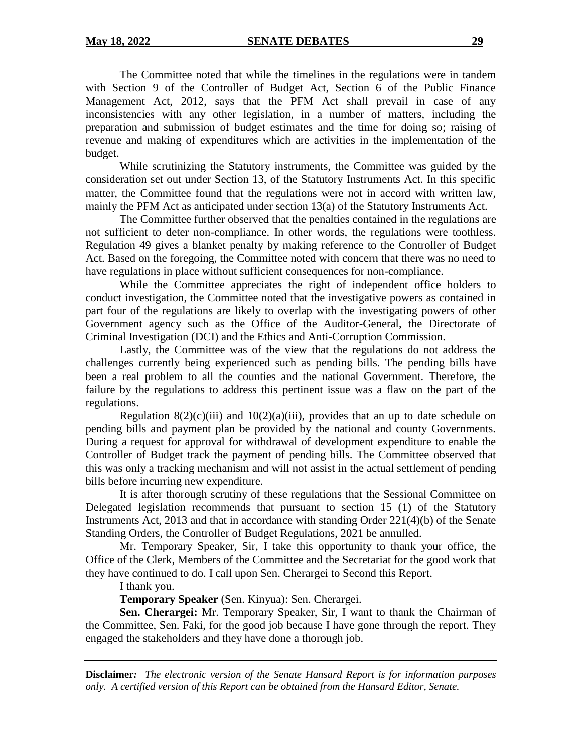The Committee noted that while the timelines in the regulations were in tandem with Section 9 of the Controller of Budget Act, Section 6 of the Public Finance Management Act, 2012, says that the PFM Act shall prevail in case of any inconsistencies with any other legislation, in a number of matters, including the preparation and submission of budget estimates and the time for doing so; raising of revenue and making of expenditures which are activities in the implementation of the budget.

While scrutinizing the Statutory instruments, the Committee was guided by the consideration set out under Section 13, of the Statutory Instruments Act. In this specific matter, the Committee found that the regulations were not in accord with written law, mainly the PFM Act as anticipated under section 13(a) of the Statutory Instruments Act.

The Committee further observed that the penalties contained in the regulations are not sufficient to deter non-compliance. In other words, the regulations were toothless. Regulation 49 gives a blanket penalty by making reference to the Controller of Budget Act. Based on the foregoing, the Committee noted with concern that there was no need to have regulations in place without sufficient consequences for non-compliance.

While the Committee appreciates the right of independent office holders to conduct investigation, the Committee noted that the investigative powers as contained in part four of the regulations are likely to overlap with the investigating powers of other Government agency such as the Office of the Auditor-General, the Directorate of Criminal Investigation (DCI) and the Ethics and Anti-Corruption Commission.

Lastly, the Committee was of the view that the regulations do not address the challenges currently being experienced such as pending bills. The pending bills have been a real problem to all the counties and the national Government. Therefore, the failure by the regulations to address this pertinent issue was a flaw on the part of the regulations.

Regulation 8(2)(c)(iii) and 10(2)(a)(iii), provides that an up to date schedule on pending bills and payment plan be provided by the national and county Governments. During a request for approval for withdrawal of development expenditure to enable the Controller of Budget track the payment of pending bills. The Committee observed that this was only a tracking mechanism and will not assist in the actual settlement of pending bills before incurring new expenditure.

It is after thorough scrutiny of these regulations that the Sessional Committee on Delegated legislation recommends that pursuant to section 15 (1) of the Statutory Instruments Act, 2013 and that in accordance with standing Order 221(4)(b) of the Senate Standing Orders, the Controller of Budget Regulations, 2021 be annulled.

Mr. Temporary Speaker, Sir, I take this opportunity to thank your office, the Office of the Clerk, Members of the Committee and the Secretariat for the good work that they have continued to do. I call upon Sen. Cherargei to Second this Report.

I thank you.

**Temporary Speaker** (Sen. Kinyua): Sen. Cherargei.

**Sen. Cherargei:** Mr. Temporary Speaker, Sir, I want to thank the Chairman of the Committee, Sen. Faki, for the good job because I have gone through the report. They engaged the stakeholders and they have done a thorough job.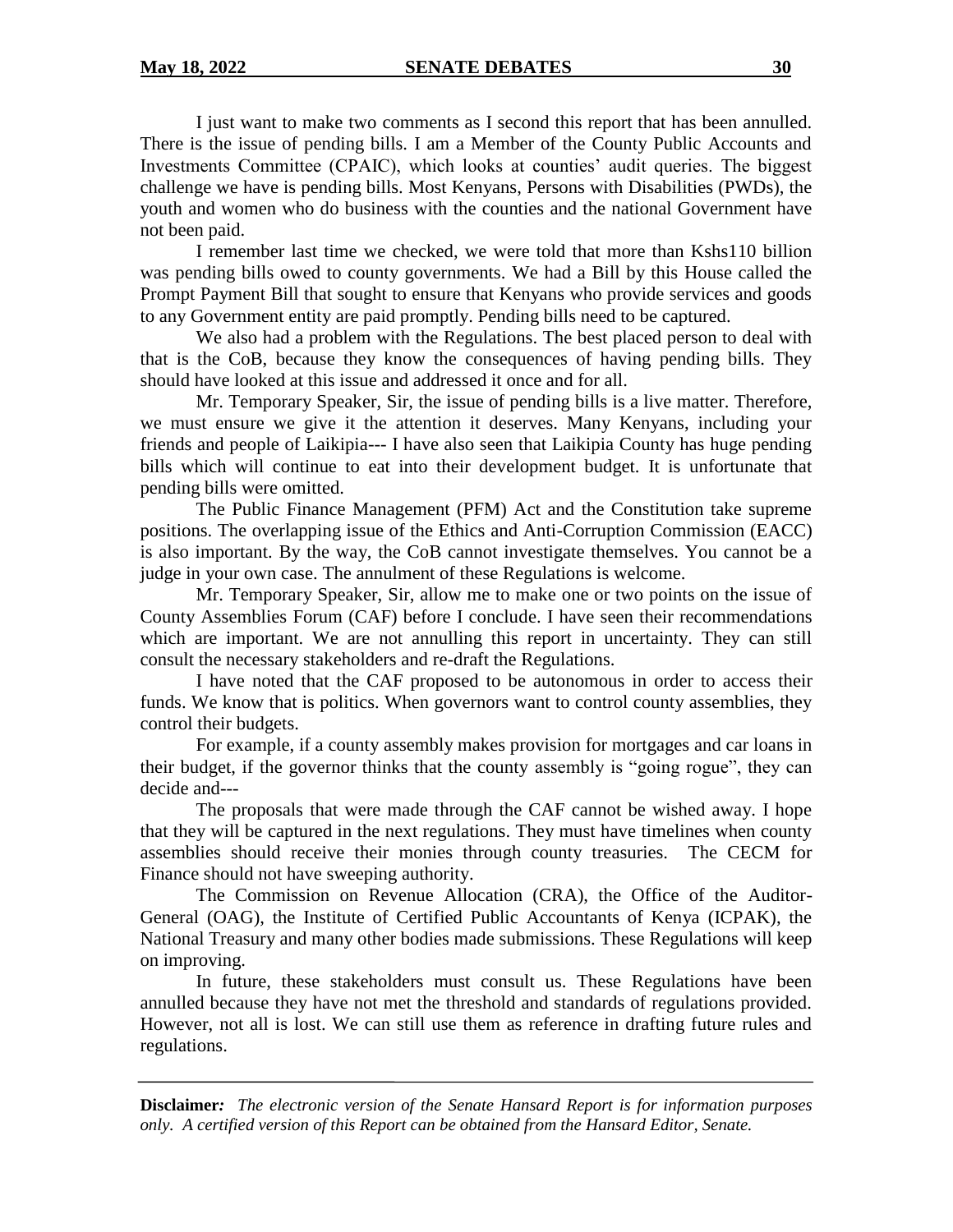I just want to make two comments as I second this report that has been annulled. There is the issue of pending bills. I am a Member of the County Public Accounts and Investments Committee (CPAIC), which looks at counties' audit queries. The biggest challenge we have is pending bills. Most Kenyans, Persons with Disabilities (PWDs), the youth and women who do business with the counties and the national Government have not been paid.

I remember last time we checked, we were told that more than Kshs110 billion was pending bills owed to county governments. We had a Bill by this House called the Prompt Payment Bill that sought to ensure that Kenyans who provide services and goods to any Government entity are paid promptly. Pending bills need to be captured.

We also had a problem with the Regulations. The best placed person to deal with that is the CoB, because they know the consequences of having pending bills. They should have looked at this issue and addressed it once and for all.

Mr. Temporary Speaker, Sir, the issue of pending bills is a live matter. Therefore, we must ensure we give it the attention it deserves. Many Kenyans, including your friends and people of Laikipia--- I have also seen that Laikipia County has huge pending bills which will continue to eat into their development budget. It is unfortunate that pending bills were omitted.

The Public Finance Management (PFM) Act and the Constitution take supreme positions. The overlapping issue of the Ethics and Anti-Corruption Commission (EACC) is also important. By the way, the CoB cannot investigate themselves. You cannot be a judge in your own case. The annulment of these Regulations is welcome.

Mr. Temporary Speaker, Sir, allow me to make one or two points on the issue of County Assemblies Forum (CAF) before I conclude. I have seen their recommendations which are important. We are not annulling this report in uncertainty. They can still consult the necessary stakeholders and re-draft the Regulations.

I have noted that the CAF proposed to be autonomous in order to access their funds. We know that is politics. When governors want to control county assemblies, they control their budgets.

For example, if a county assembly makes provision for mortgages and car loans in their budget, if the governor thinks that the county assembly is "going rogue", they can decide and---

The proposals that were made through the CAF cannot be wished away. I hope that they will be captured in the next regulations. They must have timelines when county assemblies should receive their monies through county treasuries. The CECM for Finance should not have sweeping authority.

The Commission on Revenue Allocation (CRA), the Office of the Auditor-General (OAG), the Institute of Certified Public Accountants of Kenya (ICPAK), the National Treasury and many other bodies made submissions. These Regulations will keep on improving.

In future, these stakeholders must consult us. These Regulations have been annulled because they have not met the threshold and standards of regulations provided. However, not all is lost. We can still use them as reference in drafting future rules and regulations.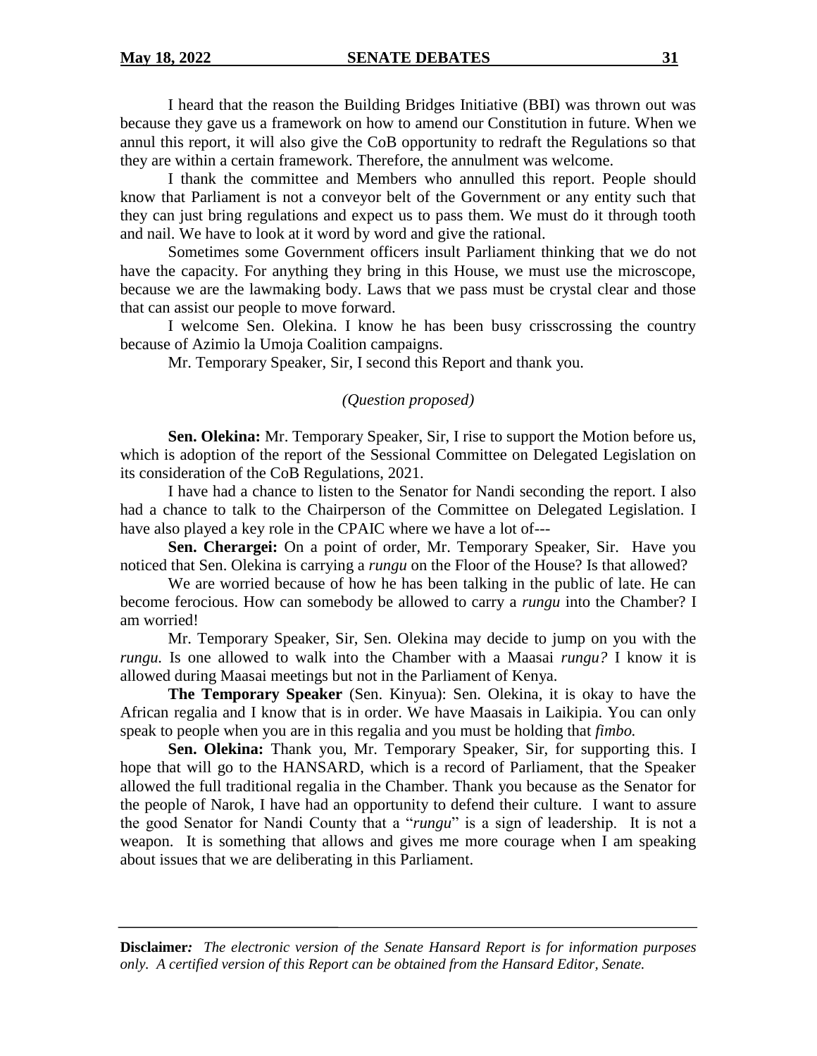I heard that the reason the Building Bridges Initiative (BBI) was thrown out was because they gave us a framework on how to amend our Constitution in future. When we annul this report, it will also give the CoB opportunity to redraft the Regulations so that they are within a certain framework. Therefore, the annulment was welcome.

I thank the committee and Members who annulled this report. People should know that Parliament is not a conveyor belt of the Government or any entity such that they can just bring regulations and expect us to pass them. We must do it through tooth and nail. We have to look at it word by word and give the rational.

Sometimes some Government officers insult Parliament thinking that we do not have the capacity. For anything they bring in this House, we must use the microscope, because we are the lawmaking body. Laws that we pass must be crystal clear and those that can assist our people to move forward.

I welcome Sen. Olekina. I know he has been busy crisscrossing the country because of Azimio la Umoja Coalition campaigns.

Mr. Temporary Speaker, Sir, I second this Report and thank you.

*(Question proposed)*

**Sen. Olekina:** Mr. Temporary Speaker, Sir, I rise to support the Motion before us, which is adoption of the report of the Sessional Committee on Delegated Legislation on its consideration of the CoB Regulations, 2021.

I have had a chance to listen to the Senator for Nandi seconding the report. I also had a chance to talk to the Chairperson of the Committee on Delegated Legislation. I have also played a key role in the CPAIC where we have a lot of---

**Sen. Cherargei:** On a point of order, Mr. Temporary Speaker, Sir. Have you noticed that Sen. Olekina is carrying a *rungu* on the Floor of the House? Is that allowed?

We are worried because of how he has been talking in the public of late. He can become ferocious. How can somebody be allowed to carry a *rungu* into the Chamber? I am worried!

Mr. Temporary Speaker, Sir, Sen. Olekina may decide to jump on you with the *rungu.* Is one allowed to walk into the Chamber with a Maasai *rungu?* I know it is allowed during Maasai meetings but not in the Parliament of Kenya.

**The Temporary Speaker** (Sen. Kinyua): Sen. Olekina, it is okay to have the African regalia and I know that is in order. We have Maasais in Laikipia. You can only speak to people when you are in this regalia and you must be holding that *fimbo.*

**Sen. Olekina:** Thank you, Mr. Temporary Speaker, Sir, for supporting this. I hope that will go to the HANSARD, which is a record of Parliament, that the Speaker allowed the full traditional regalia in the Chamber. Thank you because as the Senator for the people of Narok, I have had an opportunity to defend their culture. I want to assure the good Senator for Nandi County that a "*rungu*" is a sign of leadership. It is not a weapon. It is something that allows and gives me more courage when I am speaking about issues that we are deliberating in this Parliament.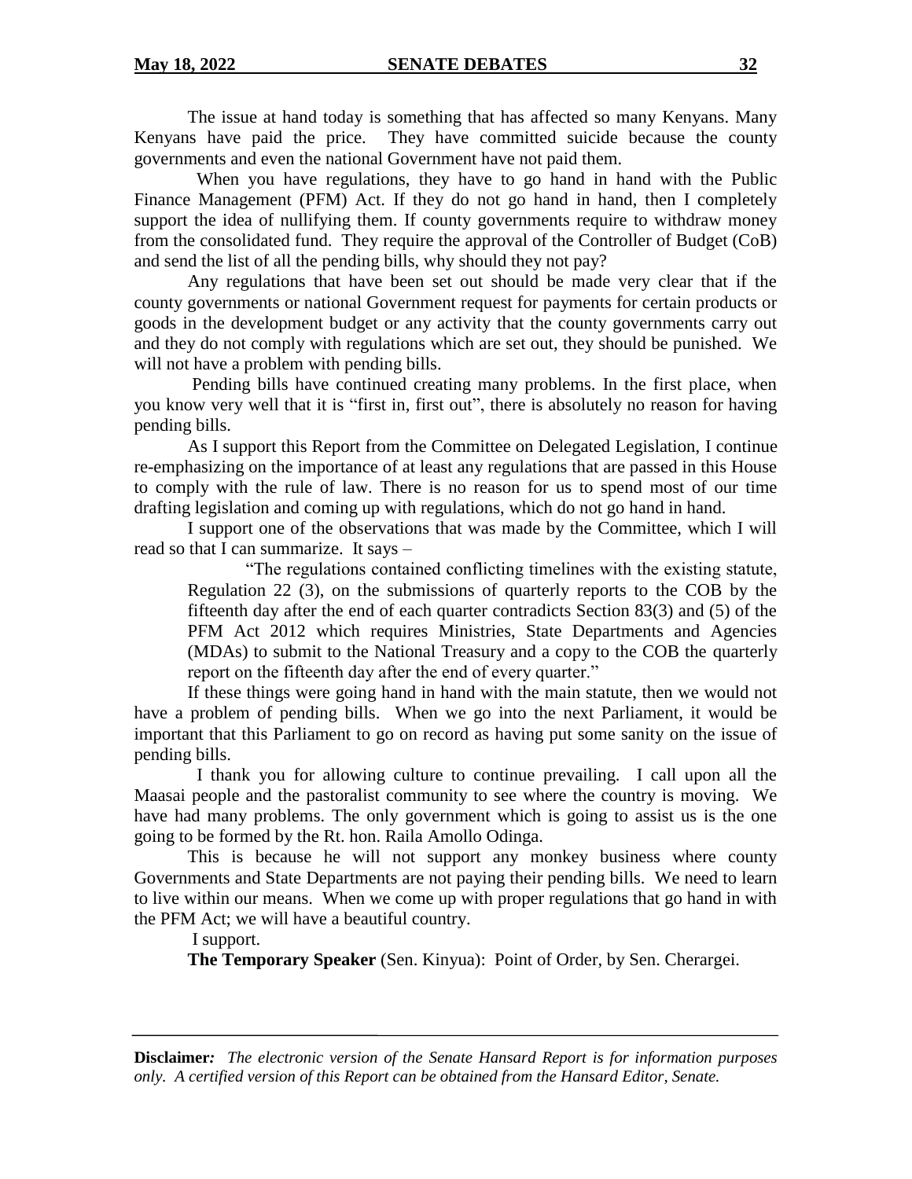The issue at hand today is something that has affected so many Kenyans. Many Kenyans have paid the price. They have committed suicide because the county governments and even the national Government have not paid them.

When you have regulations, they have to go hand in hand with the Public Finance Management (PFM) Act. If they do not go hand in hand, then I completely support the idea of nullifying them. If county governments require to withdraw money from the consolidated fund. They require the approval of the Controller of Budget (CoB) and send the list of all the pending bills, why should they not pay?

Any regulations that have been set out should be made very clear that if the county governments or national Government request for payments for certain products or goods in the development budget or any activity that the county governments carry out and they do not comply with regulations which are set out, they should be punished. We will not have a problem with pending bills.

Pending bills have continued creating many problems. In the first place, when you know very well that it is "first in, first out", there is absolutely no reason for having pending bills.

As I support this Report from the Committee on Delegated Legislation, I continue re-emphasizing on the importance of at least any regulations that are passed in this House to comply with the rule of law. There is no reason for us to spend most of our time drafting legislation and coming up with regulations, which do not go hand in hand.

I support one of the observations that was made by the Committee, which I will read so that I can summarize. It says –

> "The regulations contained conflicting timelines with the existing statute, Regulation 22 (3), on the submissions of quarterly reports to the COB by the fifteenth day after the end of each quarter contradicts Section 83(3) and (5) of the PFM Act 2012 which requires Ministries, State Departments and Agencies (MDAs) to submit to the National Treasury and a copy to the COB the quarterly report on the fifteenth day after the end of every quarter."

If these things were going hand in hand with the main statute, then we would not have a problem of pending bills. When we go into the next Parliament, it would be important that this Parliament to go on record as having put some sanity on the issue of pending bills.

I thank you for allowing culture to continue prevailing. I call upon all the Maasai people and the pastoralist community to see where the country is moving. We have had many problems. The only government which is going to assist us is the one going to be formed by the Rt. hon. Raila Amollo Odinga.

This is because he will not support any monkey business where county Governments and State Departments are not paying their pending bills. We need to learn to live within our means. When we come up with proper regulations that go hand in with the PFM Act; we will have a beautiful country.

I support.

**The Temporary Speaker** (Sen. Kinyua): Point of Order, by Sen. Cherargei.

**Disclaimer:** *The electronic version of the Senate Hansard Report is for information purposes only. A certified version of this Report can be obtained from the Hansard Editor, Senate.*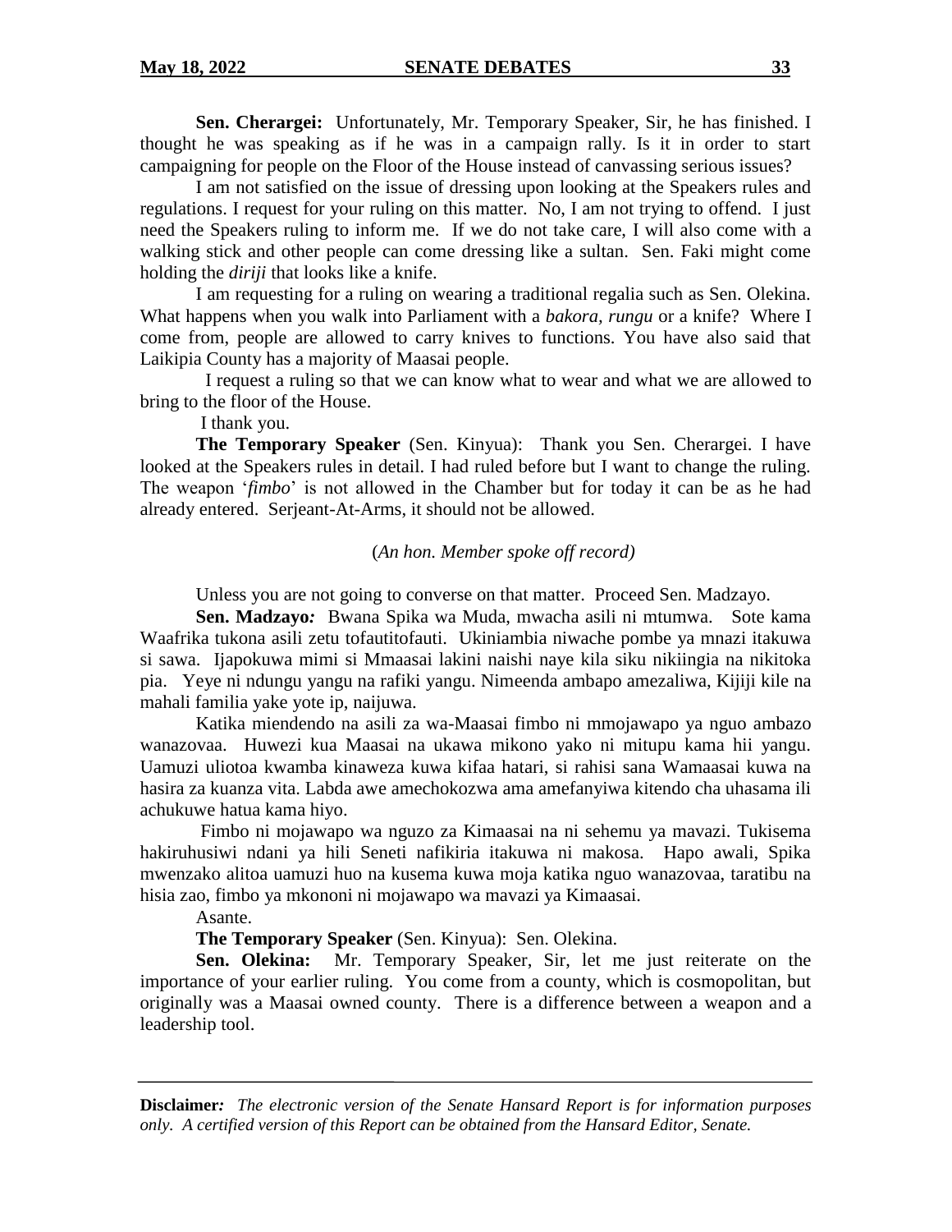**Sen. Cherargei:** Unfortunately, Mr. Temporary Speaker, Sir, he has finished. I thought he was speaking as if he was in a campaign rally. Is it in order to start campaigning for people on the Floor of the House instead of canvassing serious issues?

I am not satisfied on the issue of dressing upon looking at the Speakers rules and regulations. I request for your ruling on this matter. No, I am not trying to offend. I just need the Speakers ruling to inform me. If we do not take care, I will also come with a walking stick and other people can come dressing like a sultan. Sen. Faki might come holding the *diriji* that looks like a knife.

I am requesting for a ruling on wearing a traditional regalia such as Sen. Olekina. What happens when you walk into Parliament with a *bakora, rungu* or a knife? Where I come from, people are allowed to carry knives to functions. You have also said that Laikipia County has a majority of Maasai people.

I request a ruling so that we can know what to wear and what we are allowed to bring to the floor of the House.

I thank you.

**The Temporary Speaker** (Sen. Kinyua): Thank you Sen. Cherargei. I have looked at the Speakers rules in detail. I had ruled before but I want to change the ruling. The weapon '*fimbo*' is not allowed in the Chamber but for today it can be as he had already entered. Serjeant-At-Arms, it should not be allowed.

(*An hon. Member spoke off record)*

Unless you are not going to converse on that matter. Proceed Sen. Madzayo.

**Sen. Madzayo***:* Bwana Spika wa Muda, mwacha asili ni mtumwa. Sote kama Waafrika tukona asili zetu tofautitofauti. Ukiniambia niwache pombe ya mnazi itakuwa si sawa. Ijapokuwa mimi si Mmaasai lakini naishi naye kila siku nikiingia na nikitoka pia. Yeye ni ndungu yangu na rafiki yangu. Nimeenda ambapo amezaliwa, Kijiji kile na mahali familia yake yote ip, naijuwa.

Katika miendendo na asili za wa-Maasai fimbo ni mmojawapo ya nguo ambazo wanazovaa. Huwezi kua Maasai na ukawa mikono yako ni mitupu kama hii yangu. Uamuzi uliotoa kwamba kinaweza kuwa kifaa hatari, si rahisi sana Wamaasai kuwa na hasira za kuanza vita. Labda awe amechokozwa ama amefanyiwa kitendo cha uhasama ili achukuwe hatua kama hiyo.

Fimbo ni mojawapo wa nguzo za Kimaasai na ni sehemu ya mavazi. Tukisema hakiruhusiwi ndani ya hili Seneti nafikiria itakuwa ni makosa. Hapo awali, Spika mwenzako alitoa uamuzi huo na kusema kuwa moja katika nguo wanazovaa, taratibu na hisia zao, fimbo ya mkononi ni mojawapo wa mavazi ya Kimaasai.

Asante.

**The Temporary Speaker** (Sen. Kinyua): Sen. Olekina.

**Sen. Olekina:** Mr. Temporary Speaker, Sir, let me just reiterate on the importance of your earlier ruling. You come from a county, which is cosmopolitan, but originally was a Maasai owned county. There is a difference between a weapon and a leadership tool.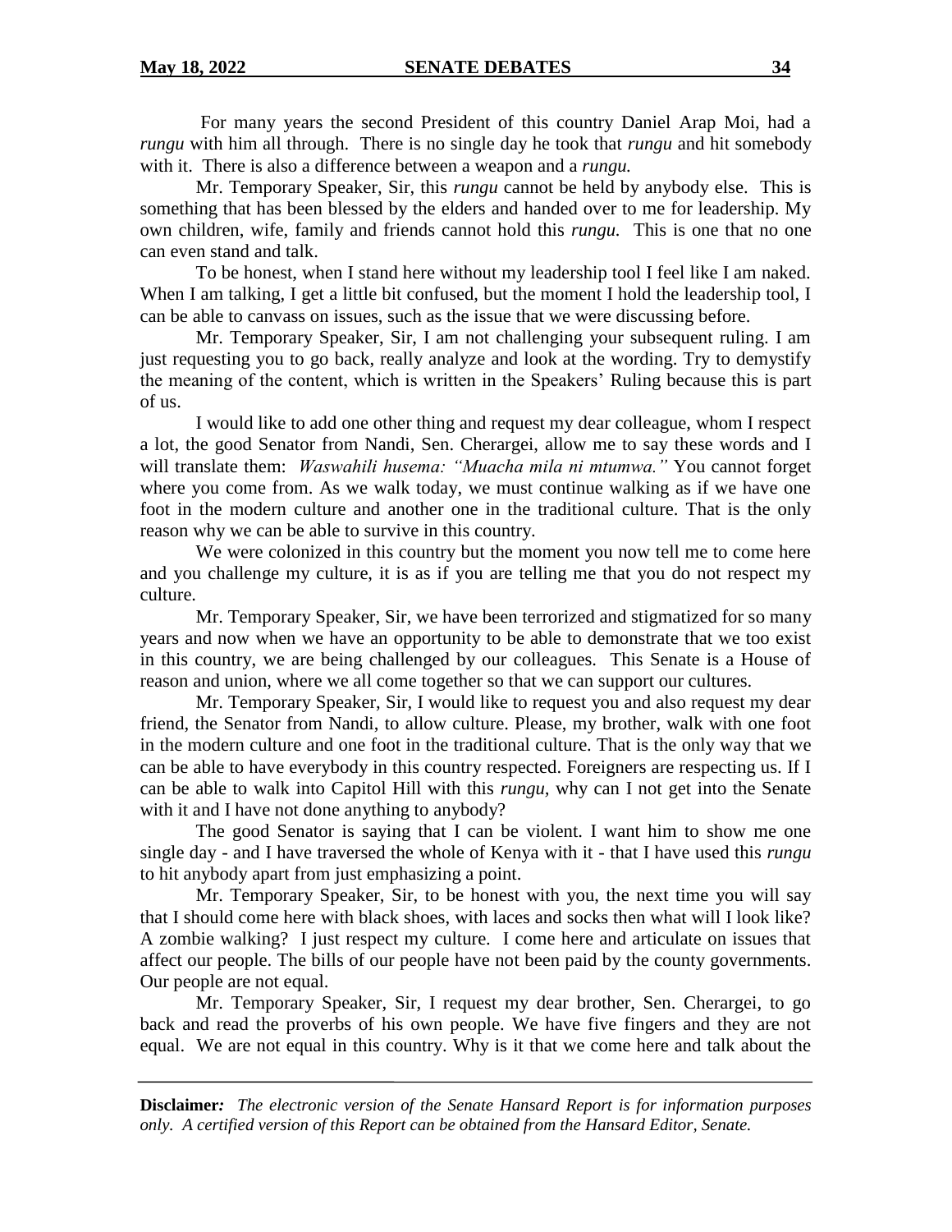For many years the second President of this country Daniel Arap Moi, had a *rungu* with him all through. There is no single day he took that *rungu* and hit somebody with it. There is also a difference between a weapon and a *rungu.*

Mr. Temporary Speaker, Sir, this *rungu* cannot be held by anybody else. This is something that has been blessed by the elders and handed over to me for leadership. My own children, wife, family and friends cannot hold this *rungu.* This is one that no one can even stand and talk.

To be honest, when I stand here without my leadership tool I feel like I am naked. When I am talking, I get a little bit confused, but the moment I hold the leadership tool, I can be able to canvass on issues, such as the issue that we were discussing before.

Mr. Temporary Speaker, Sir, I am not challenging your subsequent ruling. I am just requesting you to go back, really analyze and look at the wording. Try to demystify the meaning of the content, which is written in the Speakers' Ruling because this is part of us.

I would like to add one other thing and request my dear colleague, whom I respect a lot, the good Senator from Nandi, Sen. Cherargei, allow me to say these words and I will translate them: *Waswahili husema: "Muacha mila ni mtumwa."* You cannot forget where you come from. As we walk today, we must continue walking as if we have one foot in the modern culture and another one in the traditional culture. That is the only reason why we can be able to survive in this country.

We were colonized in this country but the moment you now tell me to come here and you challenge my culture, it is as if you are telling me that you do not respect my culture.

Mr. Temporary Speaker, Sir, we have been terrorized and stigmatized for so many years and now when we have an opportunity to be able to demonstrate that we too exist in this country, we are being challenged by our colleagues. This Senate is a House of reason and union, where we all come together so that we can support our cultures.

Mr. Temporary Speaker, Sir, I would like to request you and also request my dear friend, the Senator from Nandi, to allow culture. Please, my brother, walk with one foot in the modern culture and one foot in the traditional culture. That is the only way that we can be able to have everybody in this country respected. Foreigners are respecting us. If I can be able to walk into Capitol Hill with this *rungu,* why can I not get into the Senate with it and I have not done anything to anybody?

The good Senator is saying that I can be violent. I want him to show me one single day - and I have traversed the whole of Kenya with it - that I have used this *rungu* to hit anybody apart from just emphasizing a point.

Mr. Temporary Speaker, Sir, to be honest with you, the next time you will say that I should come here with black shoes, with laces and socks then what will I look like? A zombie walking? I just respect my culture. I come here and articulate on issues that affect our people. The bills of our people have not been paid by the county governments. Our people are not equal.

Mr. Temporary Speaker, Sir, I request my dear brother, Sen. Cherargei, to go back and read the proverbs of his own people. We have five fingers and they are not equal. We are not equal in this country. Why is it that we come here and talk about the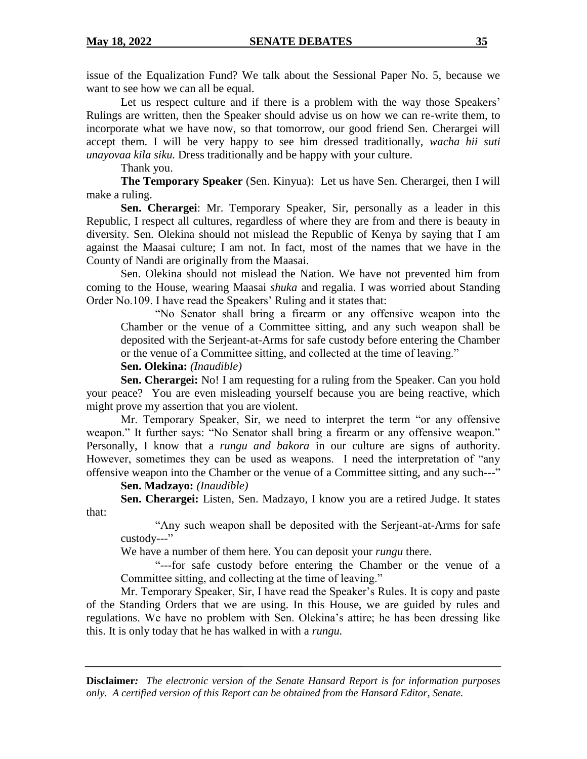issue of the Equalization Fund? We talk about the Sessional Paper No. 5, because we want to see how we can all be equal.

Let us respect culture and if there is a problem with the way those Speakers' Rulings are written, then the Speaker should advise us on how we can re-write them, to incorporate what we have now, so that tomorrow, our good friend Sen. Cherargei will accept them. I will be very happy to see him dressed traditionally, *wacha hii suti unayovaa kila siku.* Dress traditionally and be happy with your culture.

Thank you.

**The Temporary Speaker** (Sen. Kinyua): Let us have Sen. Cherargei, then I will make a ruling.

**Sen. Cherargei**: Mr. Temporary Speaker, Sir, personally as a leader in this Republic, I respect all cultures, regardless of where they are from and there is beauty in diversity. Sen. Olekina should not mislead the Republic of Kenya by saying that I am against the Maasai culture; I am not. In fact, most of the names that we have in the County of Nandi are originally from the Maasai.

Sen. Olekina should not mislead the Nation. We have not prevented him from coming to the House, wearing Maasai *shuka* and regalia. I was worried about Standing Order No.109. I have read the Speakers' Ruling and it states that:

> "No Senator shall bring a firearm or any offensive weapon into the Chamber or the venue of a Committee sitting, and any such weapon shall be deposited with the Serjeant-at-Arms for safe custody before entering the Chamber or the venue of a Committee sitting, and collected at the time of leaving."

**Sen. Olekina:** *(Inaudible)*

**Sen. Cherargei:** No! I am requesting for a ruling from the Speaker. Can you hold your peace? You are even misleading yourself because you are being reactive, which might prove my assertion that you are violent.

Mr. Temporary Speaker, Sir, we need to interpret the term "or any offensive weapon." It further says: "No Senator shall bring a firearm or any offensive weapon." Personally, I know that a *rungu and bakora* in our culture are signs of authority. However, sometimes they can be used as weapons. I need the interpretation of "any offensive weapon into the Chamber or the venue of a Committee sitting, and any such---"

**Sen. Madzayo:** *(Inaudible)*

**Sen. Cherargei:** Listen, Sen. Madzayo, I know you are a retired Judge. It states that:

> "Any such weapon shall be deposited with the Serjeant-at-Arms for safe custody---"

We have a number of them here. You can deposit your *rungu* there.

> "---for safe custody before entering the Chamber or the venue of a Committee sitting, and collecting at the time of leaving."

Mr. Temporary Speaker, Sir, I have read the Speaker's Rules. It is copy and paste of the Standing Orders that we are using. In this House, we are guided by rules and regulations. We have no problem with Sen. Olekina's attire; he has been dressing like this. It is only today that he has walked in with a *rungu.*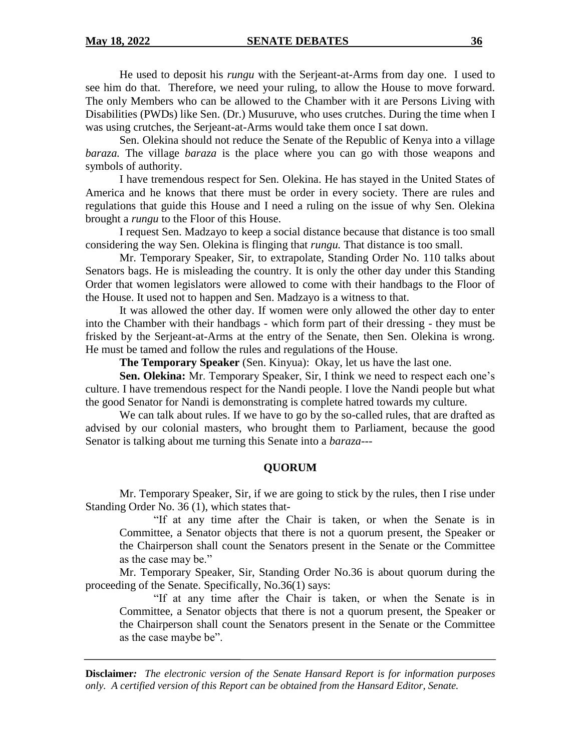He used to deposit his *rungu* with the Serjeant-at-Arms from day one. I used to see him do that. Therefore, we need your ruling, to allow the House to move forward. The only Members who can be allowed to the Chamber with it are Persons Living with Disabilities (PWDs) like Sen. (Dr.) Musuruve, who uses crutches. During the time when I was using crutches, the Serjeant-at-Arms would take them once I sat down.

Sen. Olekina should not reduce the Senate of the Republic of Kenya into a village *baraza.* The village *baraza* is the place where you can go with those weapons and symbols of authority.

I have tremendous respect for Sen. Olekina. He has stayed in the United States of America and he knows that there must be order in every society. There are rules and regulations that guide this House and I need a ruling on the issue of why Sen. Olekina brought a *rungu* to the Floor of this House.

I request Sen. Madzayo to keep a social distance because that distance is too small considering the way Sen. Olekina is flinging that *rungu.* That distance is too small.

Mr. Temporary Speaker, Sir, to extrapolate, Standing Order No. 110 talks about Senators bags. He is misleading the country. It is only the other day under this Standing Order that women legislators were allowed to come with their handbags to the Floor of the House. It used not to happen and Sen. Madzayo is a witness to that.

It was allowed the other day. If women were only allowed the other day to enter into the Chamber with their handbags - which form part of their dressing - they must be frisked by the Serjeant-at-Arms at the entry of the Senate, then Sen. Olekina is wrong. He must be tamed and follow the rules and regulations of the House.

**The Temporary Speaker** (Sen. Kinyua): Okay, let us have the last one.

**Sen. Olekina:** Mr. Temporary Speaker, Sir, I think we need to respect each one's culture. I have tremendous respect for the Nandi people. I love the Nandi people but what the good Senator for Nandi is demonstrating is complete hatred towards my culture.

We can talk about rules. If we have to go by the so-called rules, that are drafted as advised by our colonial masters, who brought them to Parliament, because the good Senator is talking about me turning this Senate into a *baraza*---

## QUORUM

Mr. Temporary Speaker, Sir, if we are going to stick by the rules, then I rise under Standing Order No. 36 (1), which states that-

> "If at any time after the Chair is taken, or when the Senate is in Committee, a Senator objects that there is not a quorum present, the Speaker or the Chairperson shall count the Senators present in the Senate or the Committee as the case may be."

Mr. Temporary Speaker, Sir, Standing Order No.36 is about quorum during the proceeding of the Senate. Specifically, No.36(1) says:

> "If at any time after the Chair is taken, or when the Senate is in Committee, a Senator objects that there is not a quorum present, the Speaker or the Chairperson shall count the Senators present in the Senate or the Committee as the case maybe be".

**Disclaimer:** *The electronic version of the Senate Hansard Report is for information purposes only. A certified version of this Report can be obtained from the Hansard Editor, Senate.*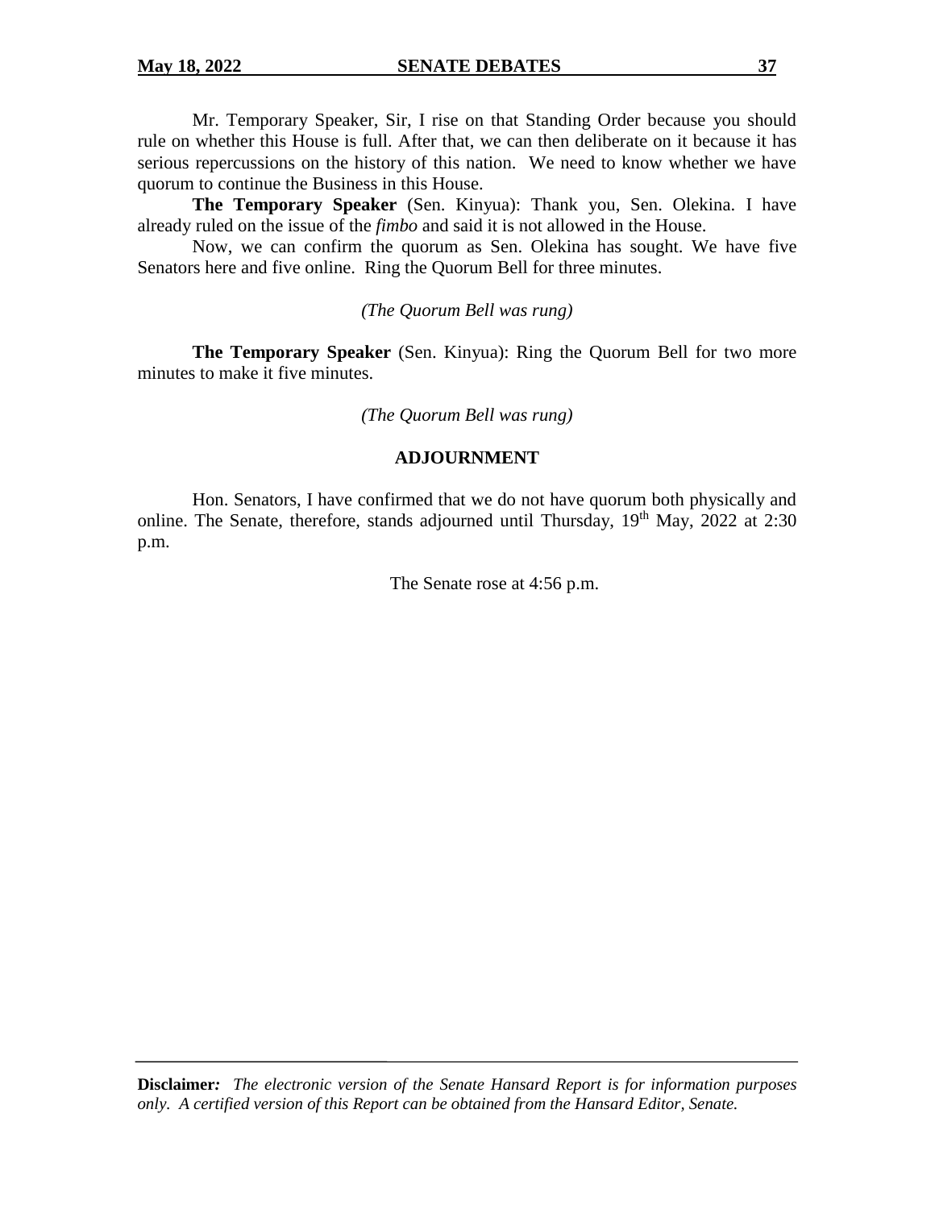Mr. Temporary Speaker, Sir, I rise on that Standing Order because you should rule on whether this House is full. After that, we can then deliberate on it because it has serious repercussions on the history of this nation. We need to know whether we have quorum to continue the Business in this House.

**The Temporary Speaker** (Sen. Kinyua): Thank you, Sen. Olekina. I have already ruled on the issue of the *fimbo* and said it is not allowed in the House.

Now, we can confirm the quorum as Sen. Olekina has sought. We have five Senators here and five online. Ring the Quorum Bell for three minutes.

*(The Quorum Bell was rung)*

**The Temporary Speaker** (Sen. Kinyua): Ring the Quorum Bell for two more minutes to make it five minutes.

*(The Quorum Bell was rung)*

## ADJOURNMENT

Hon. Senators, I have confirmed that we do not have quorum both physically and online. The Senate, therefore, stands adjourned until Thursday, 19th May, 2022 at 2:30 p.m.

The Senate rose at 4:56 p.m.

**Disclaimer:** *The electronic version of the Senate Hansard Report is for information purposes only. A certified version of this Report can be obtained from the Hansard Editor, Senate.*